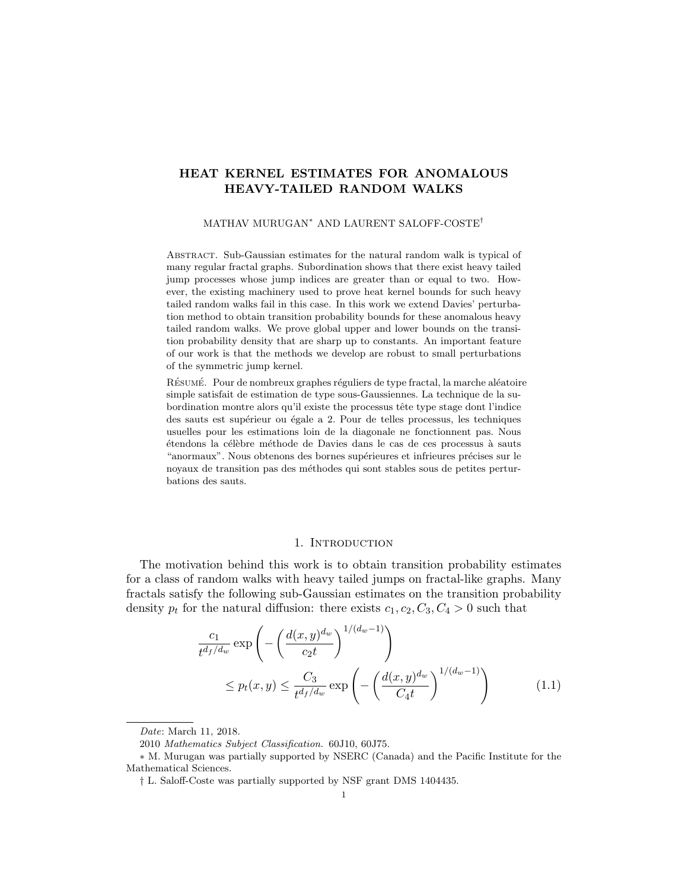# HEAT KERNEL ESTIMATES FOR ANOMALOUS HEAVY-TAILED RANDOM WALKS

MATHAV MURUGAN* AND LAURENT SALOFF-COSTE†

Abstract. Sub-Gaussian estimates for the natural random walk is typical of many regular fractal graphs. Subordination shows that there exist heavy tailed jump processes whose jump indices are greater than or equal to two. However, the existing machinery used to prove heat kernel bounds for such heavy tailed random walks fail in this case. In this work we extend Davies' perturbation method to obtain transition probability bounds for these anomalous heavy tailed random walks. We prove global upper and lower bounds on the transition probability density that are sharp up to constants. An important feature of our work is that the methods we develop are robust to small perturbations of the symmetric jump kernel.

Résumé. Pour de nombreux graphes réguliers de type fractal, la marche aléatoire simple satisfait de estimation de type sous-Gaussiennes. La technique de la subordination montre alors qu'il existe the processus tête type stage dont l'indice des sauts est supérieur ou égale a 2. Pour de telles processus, les techniques usuelles pour les estimations loin de la diagonale ne fonctionnent pas. Nous étendons la célèbre méthode de Davies dans le cas de ces processus à sauts "anormaux". Nous obtenons des bornes supérieures et infrieures précises sur le noyaux de transition pas des méthodes qui sont stables sous de petites perturbations des sauts.

## 1. Introduction

The motivation behind this work is to obtain transition probability estimates for a class of random walks with heavy tailed jumps on fractal-like graphs. Many fractals satisfy the following sub-Gaussian estimates on the transition probability density $p_t$ for the natural diffusion: there exists $c_1, c_2, C_3, C_4 > 0$ such that

$$\frac{c_1}{t^{d_f/d_w}} \exp\left( - \left( \frac{d(x,y)^{d_w}}{c_2 t} \right)^{1/(d_w-1)} \right) \leq p_t(x,y) \leq \frac{C_3}{t^{d_f/d_w}} \exp\left( - \left( \frac{d(x,y)^{d_w}}{C_4 t} \right)^{1/(d_w-1)} \right) \tag{1.1}$$

---

*Date*: March 11, 2018.

2010 *Mathematics Subject Classification.* 60J10, 60J75.

∗ M. Murugan was partially supported by NSERC (Canada) and the Pacific Institute for the Mathematical Sciences.

† L. Saloff-Coste was partially supported by NSF grant DMS 1404435.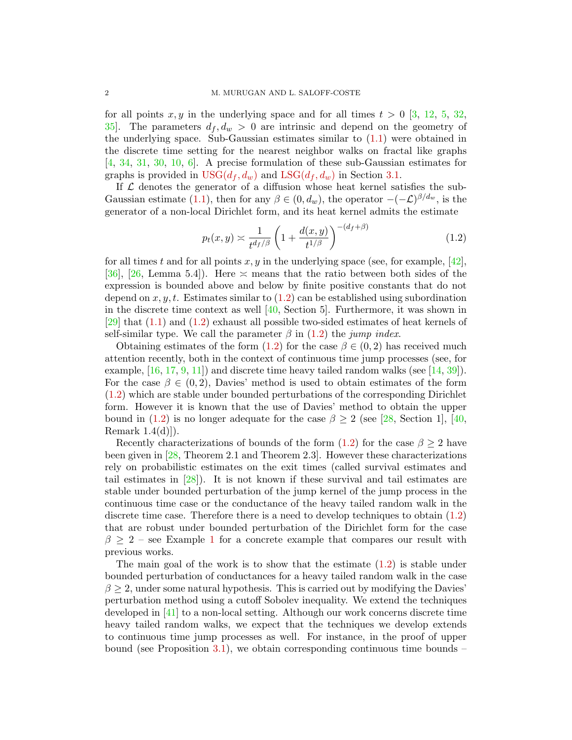for all points $x, y$ in the underlying space and for all times $t > 0$ [3, 12, 5, 32, 35]. The parameters $d_f, d_w > 0$ are intrinsic and depend on the geometry of the underlying space. Sub-Gaussian estimates similar to (1.1) were obtained in the discrete time setting for the nearest neighbor walks on fractal like graphs [4, 34, 31, 30, 10, 6]. A precise formulation of these sub-Gaussian estimates for graphs is provided in $\mathrm{USG}(d_f, d_w)$ and $\mathrm{LSG}(d_f, d_w)$ in Section 3.1.

If $\mathcal{L}$ denotes the generator of a diffusion whose heat kernel satisfies the sub-Gaussian estimate (1.1), then for any $\beta \in (0, d_w)$, the operator $-(-\mathcal{L})^{\beta/d_w}$, is the generator of a non-local Dirichlet form, and its heat kernel admits the estimate

$$p_t(x, y) \asymp \frac{1}{t^{d_f/\beta}} \left( 1 + \frac{d(x, y)}{t^{1/\beta}} \right)^{-(d_f+\beta)} \tag{1.2}$$

for all times $t$ and for all points $x, y$ in the underlying space (see, for example, [42], [36], [26, Lemma 5.4]). Here $\asymp$ means that the ratio between both sides of the expression is bounded above and below by finite positive constants that do not depend on $x, y, t$. Estimates similar to (1.2) can be established using subordination in the discrete time context as well [40, Section 5]. Furthermore, it was shown in [29] that (1.1) and (1.2) exhaust all possible two-sided estimates of heat kernels of self-similar type. We call the parameter $\beta$ in (1.2) the *jump index*.

Obtaining estimates of the form (1.2) for the case $\beta \in (0, 2)$ has received much attention recently, both in the context of continuous time jump processes (see, for example, [16, 17, 9, 11]) and discrete time heavy tailed random walks (see [14, 39]). For the case $\beta \in (0, 2)$, Davies' method is used to obtain estimates of the form (1.2) which are stable under bounded perturbations of the corresponding Dirichlet form. However it is known that the use of Davies' method to obtain the upper bound in (1.2) is no longer adequate for the case $\beta \geq 2$ (see [28, Section 1], [40, Remark 1.4(d)]).

Recently characterizations of bounds of the form (1.2) for the case $\beta \geq 2$ have been given in [28, Theorem 2.1 and Theorem 2.3]. However these characterizations rely on probabilistic estimates on the exit times (called survival estimates and tail estimates in [28]). It is not known if these survival and tail estimates are stable under bounded perturbation of the jump kernel of the jump process in the continuous time case or the conductance of the heavy tailed random walk in the discrete time case. Therefore there is a need to develop techniques to obtain (1.2) that are robust under bounded perturbation of the Dirichlet form for the case $\beta \geq 2$ – see Example 1 for a concrete example that compares our result with previous works.

The main goal of the work is to show that the estimate (1.2) is stable under bounded perturbation of conductances for a heavy tailed random walk in the case $\beta \geq 2$, under some natural hypothesis. This is carried out by modifying the Davies' perturbation method using a cutoff Sobolev inequality. We extend the techniques developed in [41] to a non-local setting. Although our work concerns discrete time heavy tailed random walks, we expect that the techniques we develop extends to continuous time jump processes as well. For instance, in the proof of upper bound (see Proposition 3.1), we obtain corresponding continuous time bounds –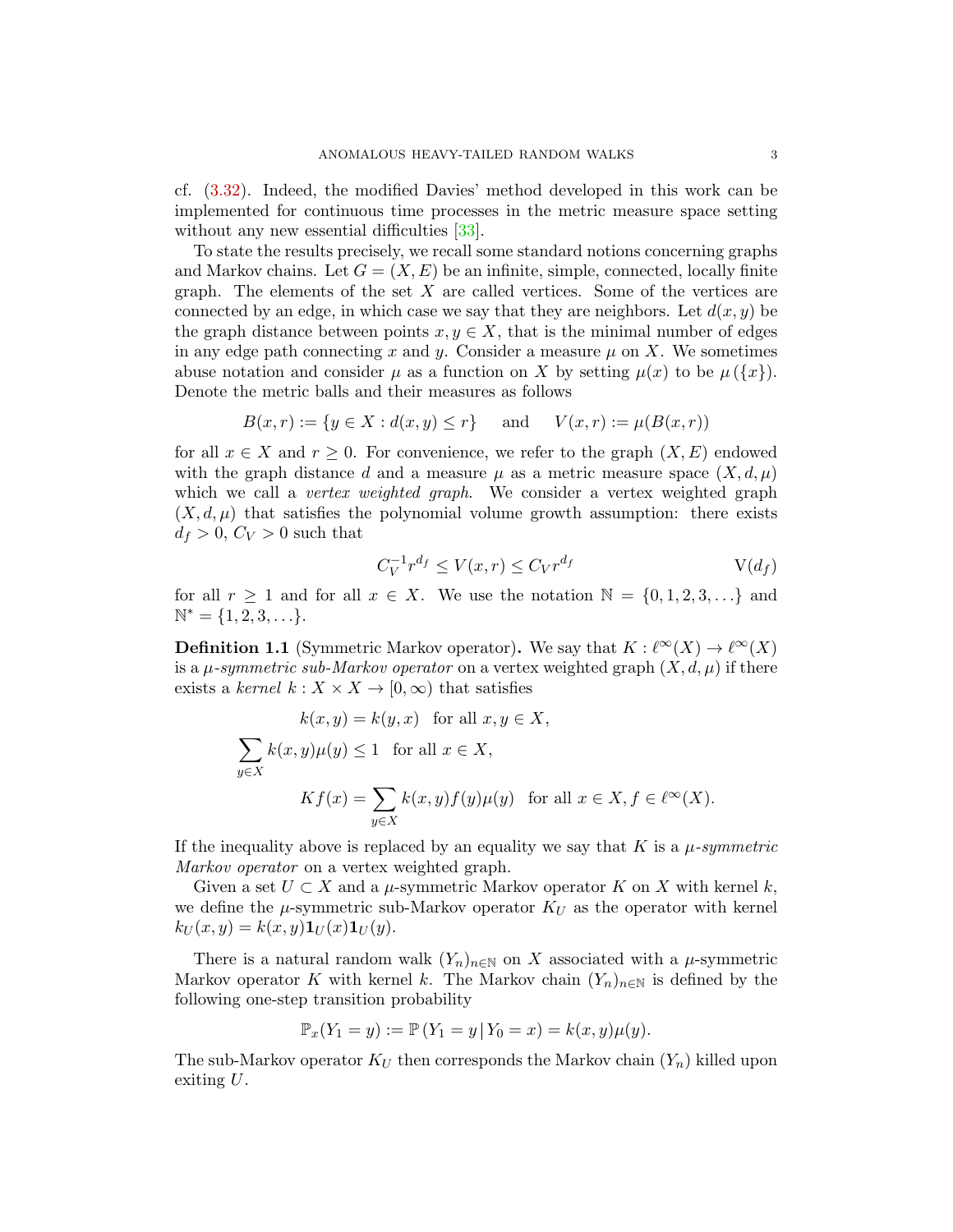cf. (3.32). Indeed, the modified Davies' method developed in this work can be implemented for continuous time processes in the metric measure space setting without any new essential difficulties [33].

To state the results precisely, we recall some standard notions concerning graphs and Markov chains. Let $G = (X, E)$ be an infinite, simple, connected, locally finite graph. The elements of the set $X$ are called vertices. Some of the vertices are connected by an edge, in which case we say that they are neighbors. Let $d(x, y)$ be the graph distance between points $x, y \in X$, that is the minimal number of edges in any edge path connecting $x$ and $y$. Consider a measure $\mu$ on $X$. We sometimes abuse notation and consider $\mu$ as a function on $X$ by setting $\mu(x)$ to be $\mu(\{x\})$. Denote the metric balls and their measures as follows

$$B(x, r) := \{y \in X : d(x, y) \le r\} \quad \text{and} \quad V(x, r) := \mu(B(x, r))$$

for all $x \in X$ and $r \ge 0$. For convenience, we refer to the graph $(X, E)$ endowed with the graph distance $d$ and a measure $\mu$ as a metric measure space $(X, d, \mu)$ which we call a *vertex weighted graph*. We consider a vertex weighted graph $(X, d, \mu)$ that satisfies the polynomial volume growth assumption: there exists $d_f > 0$, $C_V > 0$ such that

$$C_V^{-1} r^{d_f} \le V(x, r) \le C_V r^{d_f} \tag{$\mathrm{V}(d_f)$}$$

for all $r \ge 1$ and for all $x \in X$. We use the notation $\mathbb{N} = \{0, 1, 2, 3, \ldots\}$ and $\mathbb{N}^* = \{1, 2, 3, \ldots\}$.

**Definition 1.1** (Symmetric Markov operator)**.** We say that $K : \ell^\infty(X) \to \ell^\infty(X)$ is a *$\mu$-symmetric sub-Markov operator* on a vertex weighted graph $(X, d, \mu)$ if there exists a *kernel* $k : X \times X \to [0, \infty)$ that satisfies

$$k(x, y) = k(y, x) \quad \text{for all } x, y \in X,$$

$$\sum_{y \in X} k(x, y)\mu(y) \le 1 \quad \text{for all } x \in X,$$

$$Kf(x) = \sum_{y \in X} k(x, y) f(y) \mu(y) \quad \text{for all } x \in X, f \in \ell^\infty(X).$$

If the inequality above is replaced by an equality we say that $K$ is a *$\mu$-symmetric Markov operator* on a vertex weighted graph.

Given a set $U \subset X$ and a $\mu$-symmetric Markov operator $K$ on $X$ with kernel $k$, we define the $\mu$-symmetric sub-Markov operator $K_U$ as the operator with kernel $k_U(x, y) = k(x, y)\mathbf{1}_U(x)\mathbf{1}_U(y)$.

There is a natural random walk $(Y_n)_{n \in \mathbb{N}}$ on $X$ associated with a $\mu$-symmetric Markov operator $K$ with kernel $k$. The Markov chain $(Y_n)_{n \in \mathbb{N}}$ is defined by the following one-step transition probability

$$\mathbb{P}_x(Y_1 = y) := \mathbb{P}(Y_1 = y \,|\, Y_0 = x) = k(x, y)\mu(y).$$

The sub-Markov operator $K_U$ then corresponds the Markov chain $(Y_n)$ killed upon exiting $U$.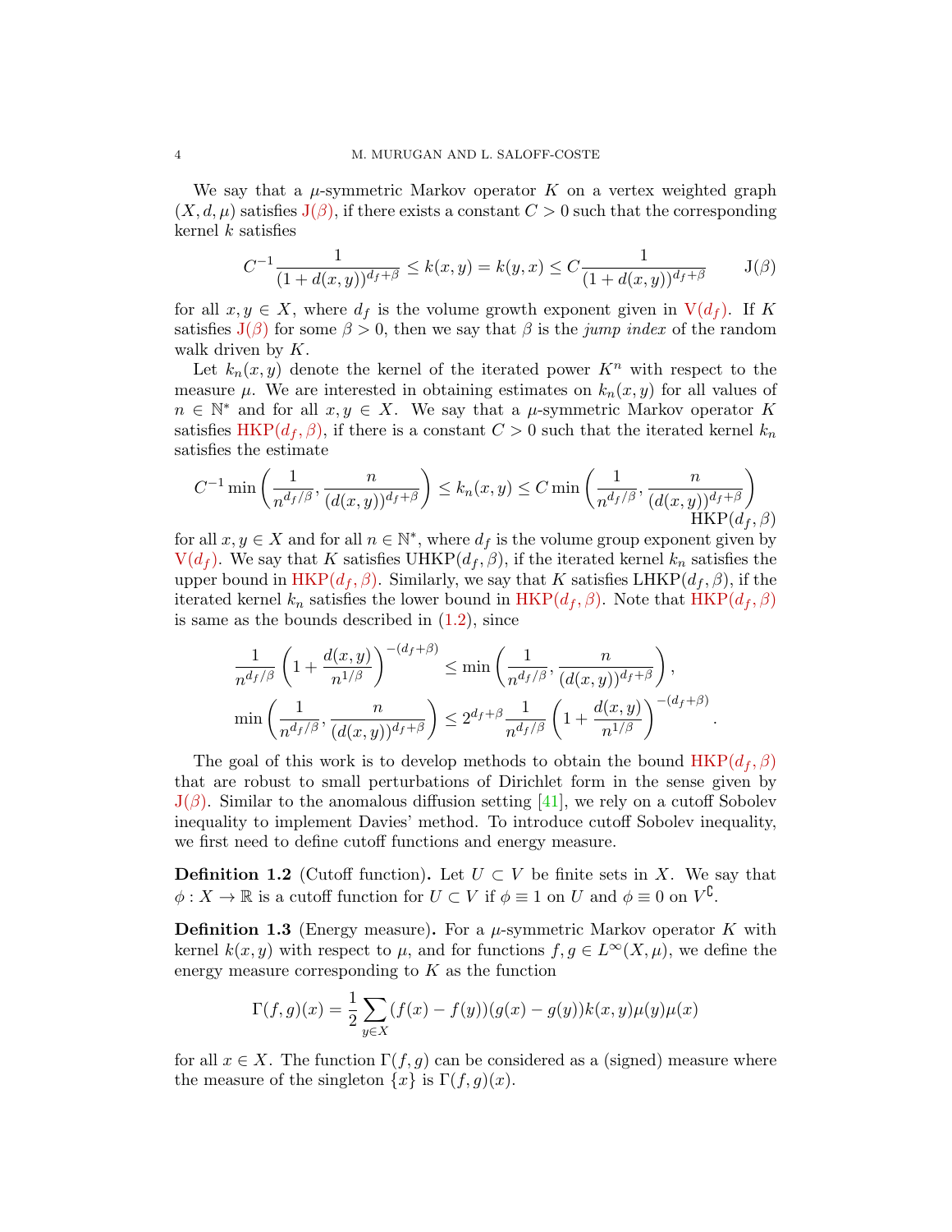We say that a $\mu$-symmetric Markov operator $K$ on a vertex weighted graph $(X, d, \mu)$ satisfies J($\beta$), if there exists a constant $C > 0$ such that the corresponding kernel $k$ satisfies

$$C^{-1} \frac{1}{(1 + d(x,y))^{d_f + \beta}} \le k(x,y) = k(y,x) \le C \frac{1}{(1 + d(x,y))^{d_f + \beta}} \qquad \mathrm{J}(\beta)$$

for all $x, y \in X$, where $d_f$ is the volume growth exponent given in V($d_f$). If $K$ satisfies J($\beta$) for some $\beta > 0$, then we say that $\beta$ is the *jump index* of the random walk driven by $K$.

Let $k_n(x,y)$ denote the kernel of the iterated power $K^n$ with respect to the measure $\mu$. We are interested in obtaining estimates on $k_n(x,y)$ for all values of $n \in \mathbb{N}^*$ and for all $x, y \in X$. We say that a $\mu$-symmetric Markov operator $K$ satisfies HKP($d_f, \beta$), if there is a constant $C > 0$ such that the iterated kernel $k_n$ satisfies the estimate

$$C^{-1} \min\left( \frac{1}{n^{d_f/\beta}}, \frac{n}{(d(x,y))^{d_f+\beta}} \right) \le k_n(x,y) \le C \min\left( \frac{1}{n^{d_f/\beta}}, \frac{n}{(d(x,y))^{d_f+\beta}} \right) \qquad \mathrm{HKP}(d_f, \beta)$$

for all $x, y \in X$ and for all $n \in \mathbb{N}^*$, where $d_f$ is the volume group exponent given by V($d_f$). We say that $K$ satisfies UHKP($d_f, \beta$), if the iterated kernel $k_n$ satisfies the upper bound in HKP($d_f, \beta$). Similarly, we say that $K$ satisfies LHKP($d_f, \beta$), if the iterated kernel $k_n$ satisfies the lower bound in HKP($d_f, \beta$). Note that HKP($d_f, \beta$) is same as the bounds described in (1.2), since

$$\frac{1}{n^{d_f/\beta}} \left( 1 + \frac{d(x,y)}{n^{1/\beta}} \right)^{-(d_f+\beta)} \le \min\left( \frac{1}{n^{d_f/\beta}}, \frac{n}{(d(x,y))^{d_f+\beta}} \right),$$

$$\min\left( \frac{1}{n^{d_f/\beta}}, \frac{n}{(d(x,y))^{d_f+\beta}} \right) \le 2^{d_f+\beta} \frac{1}{n^{d_f/\beta}} \left( 1 + \frac{d(x,y)}{n^{1/\beta}} \right)^{-(d_f+\beta)}.$$

The goal of this work is to develop methods to obtain the bound HKP($d_f, \beta$) that are robust to small perturbations of Dirichlet form in the sense given by J($\beta$). Similar to the anomalous diffusion setting [41], we rely on a cutoff Sobolev inequality to implement Davies' method. To introduce cutoff Sobolev inequality, we first need to define cutoff functions and energy measure.

**Definition 1.2** (Cutoff function)**.** Let $U \subset V$ be finite sets in $X$. We say that $\phi : X \to \mathbb{R}$ is a cutoff function for $U \subset V$ if $\phi \equiv 1$ on $U$ and $\phi \equiv 0$ on $V^{\complement}$.

**Definition 1.3** (Energy measure)**.** For a $\mu$-symmetric Markov operator $K$ with kernel $k(x,y)$ with respect to $\mu$, and for functions $f, g \in L^\infty(X, \mu)$, we define the energy measure corresponding to $K$ as the function

$$\Gamma(f,g)(x) = \frac{1}{2} \sum_{y \in X} (f(x) - f(y))(g(x) - g(y)) k(x,y) \mu(y) \mu(x)$$

for all $x \in X$. The function $\Gamma(f,g)$ can be considered as a (signed) measure where the measure of the singleton $\{x\}$ is $\Gamma(f,g)(x)$.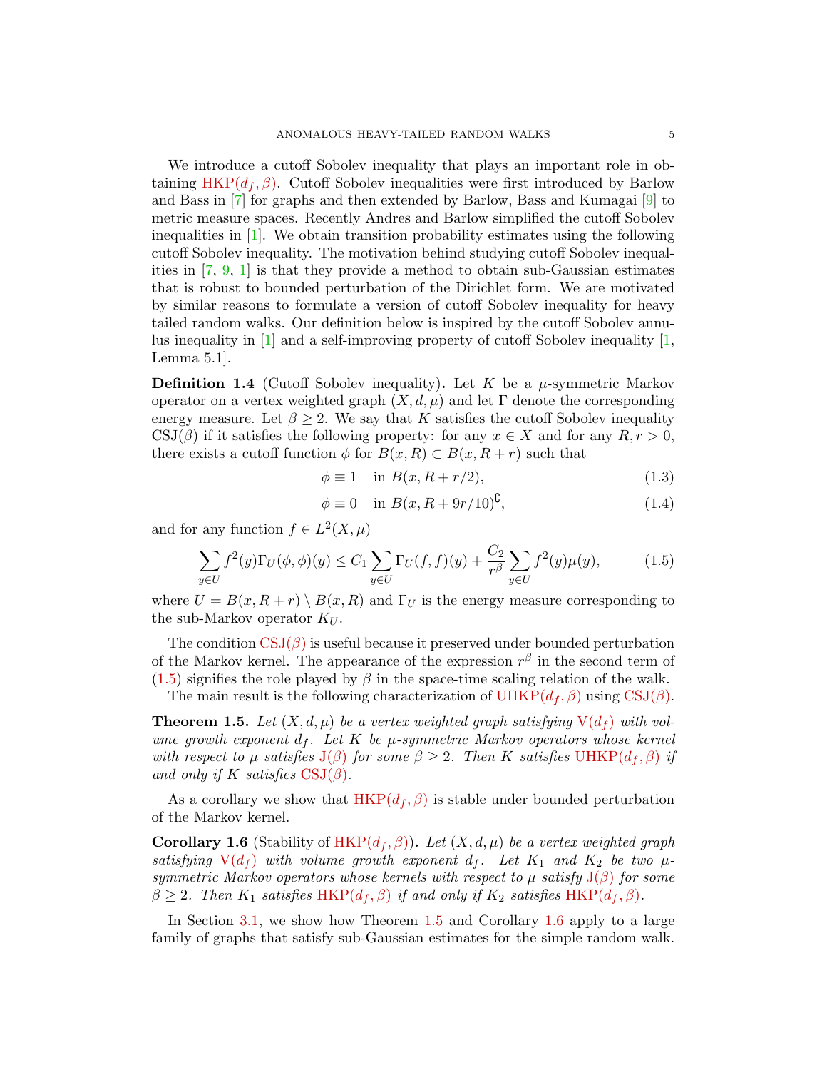We introduce a cutoff Sobolev inequality that plays an important role in obtaining HKP($d_f, \beta$). Cutoff Sobolev inequalities were first introduced by Barlow and Bass in [7] for graphs and then extended by Barlow, Bass and Kumagai [9] to metric measure spaces. Recently Andres and Barlow simplified the cutoff Sobolev inequalities in [1]. We obtain transition probability estimates using the following cutoff Sobolev inequality. The motivation behind studying cutoff Sobolev inequalities in [7, 9, 1] is that they provide a method to obtain sub-Gaussian estimates that is robust to bounded perturbation of the Dirichlet form. We are motivated by similar reasons to formulate a version of cutoff Sobolev inequality for heavy tailed random walks. Our definition below is inspired by the cutoff Sobolev annulus inequality in [1] and a self-improving property of cutoff Sobolev inequality [1, Lemma 5.1].

**Definition 1.4** (Cutoff Sobolev inequality)**.** Let $K$ be a $\mu$-symmetric Markov operator on a vertex weighted graph $(X, d, \mu)$ and let $\Gamma$ denote the corresponding energy measure. Let $\beta \geq 2$. We say that $K$ satisfies the cutoff Sobolev inequality CSJ($\beta$) if it satisfies the following property: for any $x \in X$ and for any $R, r > 0$, there exists a cutoff function $\phi$ for $B(x, R) \subset B(x, R + r)$ such that

$$\phi \equiv 1 \quad \text{in } B(x, R + r/2), \tag{1.3}$$

$$\phi \equiv 0 \quad \text{in } B(x, R + 9r/10)^{\complement}, \tag{1.4}$$

and for any function $f \in L^2(X, \mu)$

$$\sum_{y \in U} f^2(y) \Gamma_U(\phi, \phi)(y) \leq C_1 \sum_{y \in U} \Gamma_U(f, f)(y) + \frac{C_2}{r^\beta} \sum_{y \in U} f^2(y) \mu(y), \tag{1.5}$$

where $U = B(x, R + r) \setminus B(x, R)$ and $\Gamma_U$ is the energy measure corresponding to the sub-Markov operator $K_U$.

The condition CSJ($\beta$) is useful because it preserved under bounded perturbation of the Markov kernel. The appearance of the expression $r^\beta$ in the second term of (1.5) signifies the role played by $\beta$ in the space-time scaling relation of the walk.

The main result is the following characterization of UHKP($d_f, \beta$) using CSJ($\beta$).

**Theorem 1.5.** *Let $(X, d, \mu)$ be a vertex weighted graph satisfying* V($d_f$) *with volume growth exponent $d_f$. Let $K$ be $\mu$-symmetric Markov operators whose kernel with respect to $\mu$ satisfies* J($\beta$) *for some $\beta \geq 2$. Then $K$ satisfies* UHKP($d_f, \beta$) *if and only if $K$ satisfies* CSJ($\beta$)*.*

As a corollary we show that HKP($d_f, \beta$) is stable under bounded perturbation of the Markov kernel.

**Corollary 1.6** (Stability of HKP($d_f, \beta$))**.** *Let $(X, d, \mu)$ be a vertex weighted graph satisfying* V($d_f$) *with volume growth exponent $d_f$. Let $K_1$ and $K_2$ be two $\mu$-symmetric Markov operators whose kernels with respect to $\mu$ satisfy* J($\beta$) *for some $\beta \geq 2$. Then $K_1$ satisfies* HKP($d_f, \beta$) *if and only if $K_2$ satisfies* HKP($d_f, \beta$)*.*

In Section 3.1, we show how Theorem 1.5 and Corollary 1.6 apply to a large family of graphs that satisfy sub-Gaussian estimates for the simple random walk.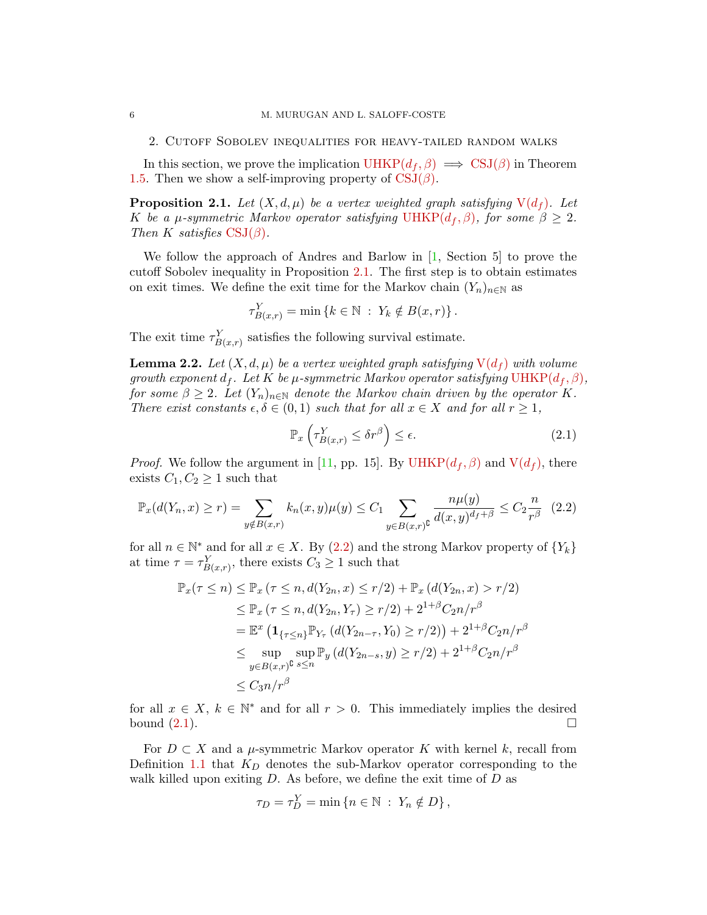## 2. Cutoff Sobolev inequalities for heavy-tailed random walks

In this section, we prove the implication UHKP($d_f, \beta$) $\implies$ CSJ($\beta$) in Theorem 1.5. Then we show a self-improving property of CSJ($\beta$).

**Proposition 2.1.** *Let $(X, d, \mu)$ be a vertex weighted graph satisfying* V($d_f$)*. Let $K$ be a $\mu$-symmetric Markov operator satisfying* UHKP($d_f, \beta$)*, for some $\beta \geq 2$. Then $K$ satisfies* CSJ($\beta$)*.*

We follow the approach of Andres and Barlow in [1, Section 5] to prove the cutoff Sobolev inequality in Proposition 2.1. The first step is to obtain estimates on exit times. We define the exit time for the Markov chain $(Y_n)_{n \in \mathbb{N}}$ as

$$\tau^Y_{B(x,r)} = \min \{ k \in \mathbb{N} \,:\, Y_k \notin B(x,r) \}.$$

The exit time $\tau^Y_{B(x,r)}$ satisfies the following survival estimate.

**Lemma 2.2.** *Let $(X, d, \mu)$ be a vertex weighted graph satisfying* V($d_f$) *with volume growth exponent $d_f$. Let $K$ be $\mu$-symmetric Markov operator satisfying* UHKP($d_f, \beta$)*, for some $\beta \geq 2$. Let $(Y_n)_{n \in \mathbb{N}}$ denote the Markov chain driven by the operator $K$. There exist constants $\epsilon, \delta \in (0,1)$ such that for all $x \in X$ and for all $r \geq 1$,*

$$\mathbb{P}_x \left( \tau^Y_{B(x,r)} \leq \delta r^\beta \right) \leq \epsilon. \tag{2.1}$$

*Proof.* We follow the argument in [11, pp. 15]. By UHKP($d_f, \beta$) and V($d_f$), there exists $C_1, C_2 \geq 1$ such that

$$\mathbb{P}_x (d(Y_n, x) \geq r) = \sum_{y \notin B(x,r)} k_n(x,y)\mu(y) \leq C_1 \sum_{y \in B(x,r)^\complement} \frac{n \mu(y)}{d(x,y)^{d_f + \beta}} \leq C_2 \frac{n}{r^\beta} \tag{2.2}$$

for all $n \in \mathbb{N}^*$ and for all $x \in X$. By (2.2) and the strong Markov property of $\{Y_k\}$ at time $\tau = \tau^Y_{B(x,r)}$, there exists $C_3 \geq 1$ such that

$$\begin{aligned}
\mathbb{P}_x (\tau \leq n) &\leq \mathbb{P}_x \left( \tau \leq n, d(Y_{2n}, x) \leq r/2 \right) + \mathbb{P}_x \left( d(Y_{2n}, x) > r/2 \right) \\
&\leq \mathbb{P}_x \left( \tau \leq n, d(Y_{2n}, Y_\tau) \geq r/2 \right) + 2^{1+\beta} C_2 n / r^\beta \\
&= \mathbb{E}^x \left( \mathbf{1}_{\{\tau \leq n\}} \mathbb{P}_{Y_\tau} \left( d(Y_{2n-\tau}, Y_0) \geq r/2 \right) \right) + 2^{1+\beta} C_2 n / r^\beta \\
&\leq \sup_{y \in B(x,r)^\complement} \sup_{s \leq n} \mathbb{P}_y \left( d(Y_{2n-s}, y) \geq r/2 \right) + 2^{1+\beta} C_2 n / r^\beta \\
&\leq C_3 n / r^\beta
\end{aligned}$$

for all $x \in X$, $k \in \mathbb{N}^*$ and for all $r > 0$. This immediately implies the desired bound (2.1). $\square$

For $D \subset X$ and a $\mu$-symmetric Markov operator $K$ with kernel $k$, recall from Definition 1.1 that $K_D$ denotes the sub-Markov operator corresponding to the walk killed upon exiting $D$. As before, we define the exit time of $D$ as

$$\tau_D = \tau^Y_D = \min \{ n \in \mathbb{N} \,:\, Y_n \notin D \},$$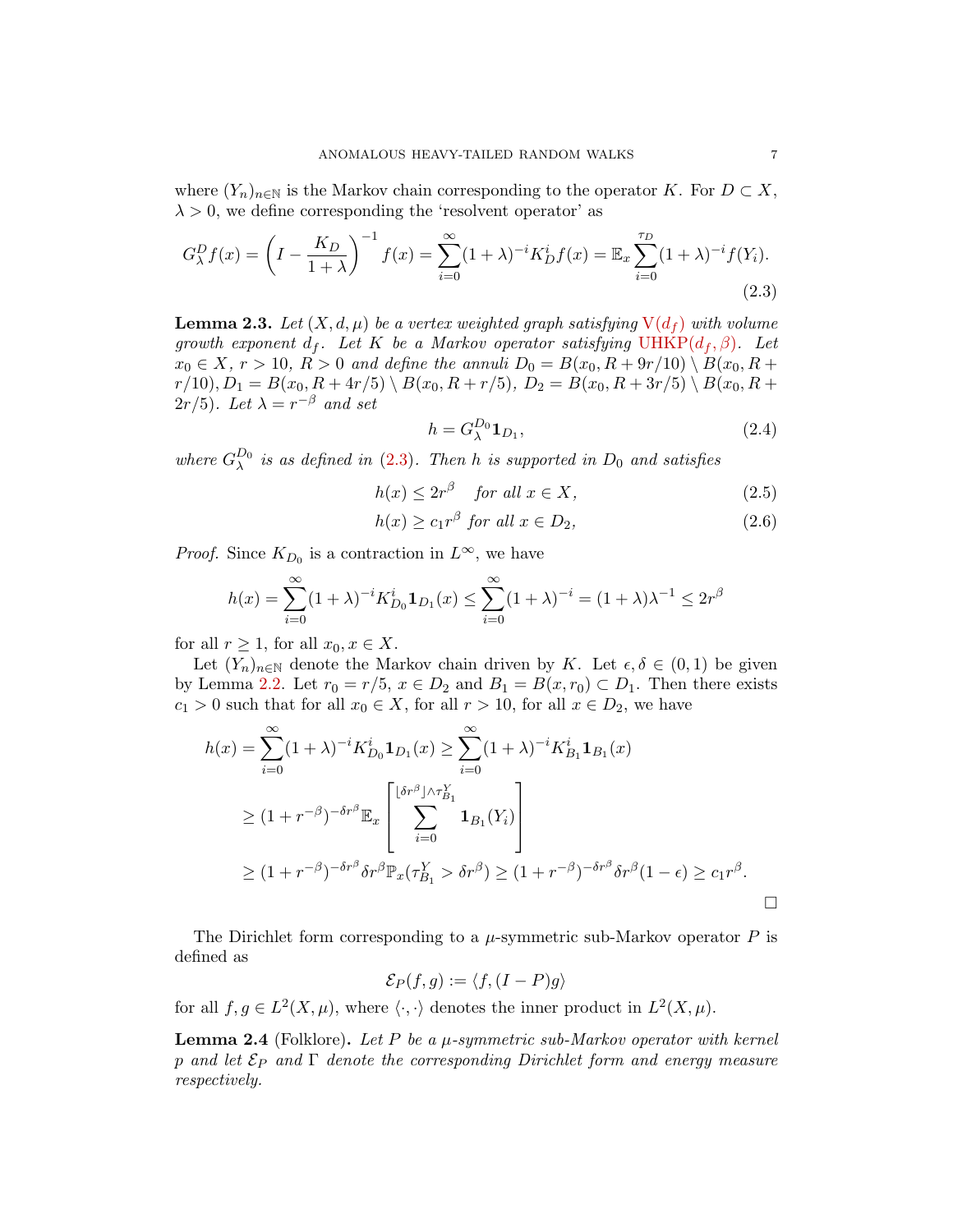where $(Y_n)_{n\in\mathbb{N}}$ is the Markov chain corresponding to the operator $K$. For $D \subset X$, $\lambda > 0$, we define corresponding the 'resolvent operator' as

$$G_\lambda^D f(x) = \left(I - \frac{K_D}{1+\lambda}\right)^{-1} f(x) = \sum_{i=0}^{\infty}(1+\lambda)^{-i} K_D^i f(x) = \mathbb{E}_x \sum_{i=0}^{\tau_D} (1+\lambda)^{-i} f(Y_i). \tag{2.3}$$

**Lemma 2.3.** *Let $(X, d, \mu)$ be a vertex weighted graph satisfying $\mathrm{V}(d_f)$ with volume growth exponent $d_f$. Let $K$ be a Markov operator satisfying $\mathrm{UHKP}(d_f, \beta)$. Let $x_0 \in X$, $r > 10$, $R > 0$ and define the annuli $D_0 = B(x_0, R + 9r/10) \setminus B(x_0, R + r/10), D_1 = B(x_0, R + 4r/5) \setminus B(x_0, R + r/5)$, $D_2 = B(x_0, R + 3r/5) \setminus B(x_0, R + 2r/5)$. Let $\lambda = r^{-\beta}$ and set*

$$h = G_\lambda^{D_0} \mathbf{1}_{D_1}, \tag{2.4}$$

*where $G_\lambda^{D_0}$ is as defined in (2.3). Then $h$ is supported in $D_0$ and satisfies*

$$h(x) \le 2r^\beta \quad \text{for all } x \in X, \tag{2.5}$$

$$h(x) \ge c_1 r^\beta \text{ for all } x \in D_2, \tag{2.6}$$

*Proof.* Since $K_{D_0}$ is a contraction in $L^\infty$, we have

$$h(x) = \sum_{i=0}^{\infty}(1+\lambda)^{-i} K_{D_0}^i \mathbf{1}_{D_1}(x) \le \sum_{i=0}^{\infty}(1+\lambda)^{-i} = (1+\lambda)\lambda^{-1} \le 2r^\beta$$

for all $r \ge 1$, for all $x_0, x \in X$.

Let $(Y_n)_{n\in\mathbb{N}}$ denote the Markov chain driven by $K$. Let $\epsilon, \delta \in (0,1)$ be given by Lemma 2.2. Let $r_0 = r/5$, $x \in D_2$ and $B_1 = B(x, r_0) \subset D_1$. Then there exists $c_1 > 0$ such that for all $x_0 \in X$, for all $r > 10$, for all $x \in D_2$, we have

$$\begin{aligned}
h(x) &= \sum_{i=0}^{\infty}(1+\lambda)^{-i} K_{D_0}^i \mathbf{1}_{D_1}(x) \ge \sum_{i=0}^{\infty}(1+\lambda)^{-i} K_{B_1}^i \mathbf{1}_{B_1}(x) \\
&\ge (1+r^{-\beta})^{-\delta r^\beta} \mathbb{E}_x \left[ \sum_{i=0}^{\lfloor \delta r^\beta \rfloor \wedge \tau_{B_1}^Y} \mathbf{1}_{B_1}(Y_i) \right] \\
&\ge (1+r^{-\beta})^{-\delta r^\beta} \delta r^\beta \mathbb{P}_x(\tau_{B_1}^Y > \delta r^\beta) \ge (1+r^{-\beta})^{-\delta r^\beta} \delta r^\beta (1-\epsilon) \ge c_1 r^\beta.
\end{aligned}$$

□

The Dirichlet form corresponding to a $\mu$-symmetric sub-Markov operator $P$ is defined as

$$\mathcal{E}_P(f, g) := \langle f, (I - P) g \rangle$$

for all $f, g \in L^2(X, \mu)$, where $\langle \cdot, \cdot \rangle$ denotes the inner product in $L^2(X, \mu)$.

**Lemma 2.4** (Folklore)**.** *Let $P$ be a $\mu$-symmetric sub-Markov operator with kernel $p$ and let $\mathcal{E}_P$ and $\Gamma$ denote the corresponding Dirichlet form and energy measure respectively.*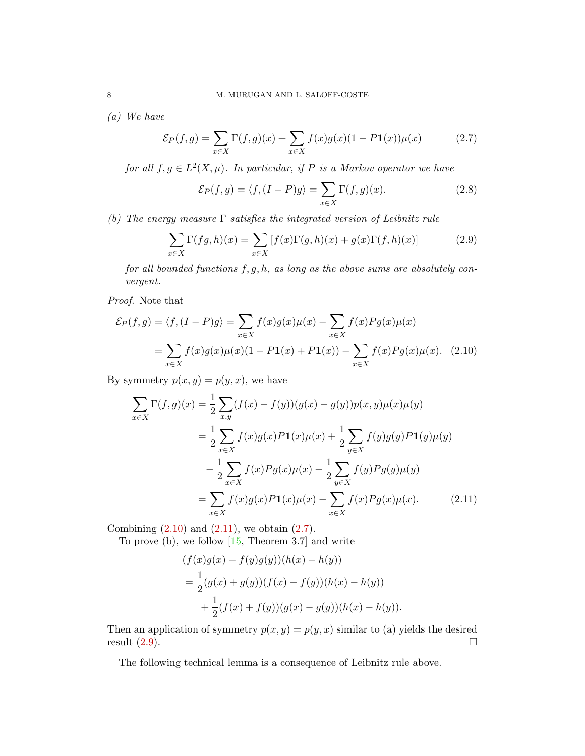*(a) We have*

$$\mathcal{E}_P(f,g) = \sum_{x \in X} \Gamma(f,g)(x) + \sum_{x\in X} f(x)g(x)(1 - P\mathbf{1}(x))\mu(x) \tag{2.7}$$

*for all $f, g \in L^2(X,\mu)$. In particular, if $P$ is a Markov operator we have*

$$\mathcal{E}_P(f,g) = \langle f, (I-P)g\rangle = \sum_{x\in X} \Gamma(f,g)(x). \tag{2.8}$$

*(b) The energy measure $\Gamma$ satisfies the integrated version of Leibnitz rule*

$$\sum_{x\in X} \Gamma(fg,h)(x) = \sum_{x \in X} \left[f(x)\Gamma(g,h)(x) + g(x)\Gamma(f,h)(x)\right] \tag{2.9}$$

*for all bounded functions $f, g, h$, as long as the above sums are absolutely convergent.*

*Proof.* Note that

$$\begin{aligned}
\mathcal{E}_P(f,g) = \langle f, (I-P)g\rangle &= \sum_{x\in X} f(x)g(x)\mu(x) - \sum_{x\in X} f(x)Pg(x)\mu(x) \\
&= \sum_{x\in X} f(x)g(x)\mu(x)(1 - P\mathbf{1}(x) + P\mathbf{1}(x)) - \sum_{x \in X} f(x)Pg(x)\mu(x). \quad (2.10)
\end{aligned}$$

By symmetry $p(x,y) = p(y,x)$, we have

$$\begin{aligned}
\sum_{x\in X} \Gamma(f,g)(x) &= \frac{1}{2}\sum_{x,y} (f(x)-f(y))(g(x)-g(y))p(x,y)\mu(x)\mu(y) \\
&= \frac{1}{2}\sum_{x\in X} f(x)g(x)P\mathbf{1}(x)\mu(x) + \frac{1}{2}\sum_{y\in X} f(y)g(y)P\mathbf{1}(y)\mu(y) \\
&\quad - \frac{1}{2}\sum_{x\in X} f(x)Pg(x)\mu(x) - \frac{1}{2}\sum_{y\in X} f(y)Pg(y)\mu(y) \\
&= \sum_{x\in X} f(x)g(x)P\mathbf{1}(x)\mu(x) - \sum_{x\in X} f(x)Pg(x)\mu(x). \quad (2.11)
\end{aligned}$$

Combining (2.10) and (2.11), we obtain (2.7).

To prove (b), we follow [15, Theorem 3.7] and write

$$\begin{aligned}
&(f(x)g(x) - f(y)g(y))(h(x)-h(y)) \\
&= \frac{1}{2}(g(x)+g(y))(f(x)-f(y))(h(x)-h(y)) \\
&\quad + \frac{1}{2}(f(x)+f(y))(g(x)-g(y))(h(x)-h(y)).
\end{aligned}$$

Then an application of symmetry $p(x,y) = p(y,x)$ similar to (a) yields the desired result (2.9). □

The following technical lemma is a consequence of Leibnitz rule above.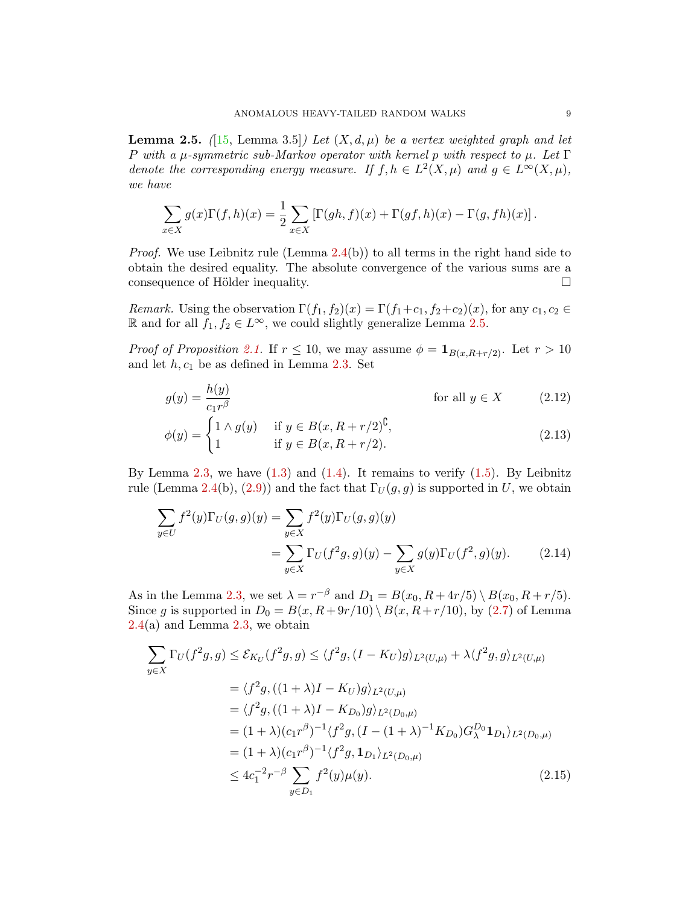**Lemma 2.5.** *([15, Lemma 3.5]) Let $(X, d, \mu)$ be a vertex weighted graph and let $P$ with a $\mu$-symmetric sub-Markov operator with kernel $p$ with respect to $\mu$. Let $\Gamma$ denote the corresponding energy measure. If $f, h \in L^2(X, \mu)$ and $g \in L^\infty(X, \mu)$, we have*

$$\sum_{x \in X} g(x)\Gamma(f, h)(x) = \frac{1}{2} \sum_{x \in X} \left[\Gamma(gh, f)(x) + \Gamma(gf, h)(x) - \Gamma(g, fh)(x)\right].$$

*Proof.* We use Leibnitz rule (Lemma 2.4(b)) to all terms in the right hand side to obtain the desired equality. The absolute convergence of the various sums are a consequence of Hölder inequality. □

*Remark.* Using the observation $\Gamma(f_1, f_2)(x) = \Gamma(f_1+c_1, f_2+c_2)(x)$, for any $c_1, c_2 \in \mathbb{R}$ and for all $f_1, f_2 \in L^\infty$, we could slightly generalize Lemma 2.5.

*Proof of Proposition 2.1.* If $r \le 10$, we may assume $\phi = \mathbf{1}_{B(x,R+r/2)}$. Let $r > 10$ and let $h, c_1$ be as defined in Lemma 2.3. Set

$$g(y) = \frac{h(y)}{c_1 r^\beta} \qquad \text{for all } y \in X \tag{2.12}$$

$$\phi(y) = \begin{cases} 1 \wedge g(y) & \text{if } y \in B(x, R + r/2)^\complement, \\ 1 & \text{if } y \in B(x, R + r/2). \end{cases} \tag{2.13}$$

By Lemma 2.3, we have (1.3) and (1.4). It remains to verify (1.5). By Leibnitz rule (Lemma 2.4(b), (2.9)) and the fact that $\Gamma_U(g, g)$ is supported in $U$, we obtain

$$\begin{aligned}\sum_{y \in U} f^2(y)\Gamma_U(g, g)(y) &= \sum_{y \in X} f^2(y)\Gamma_U(g, g)(y) \\ &= \sum_{y \in X} \Gamma_U(f^2 g, g)(y) - \sum_{y \in X} g(y)\Gamma_U(f^2, g)(y). \end{aligned} \tag{2.14}$$

As in the Lemma 2.3, we set $\lambda = r^{-\beta}$ and $D_1 = B(x_0, R + 4r/5) \setminus B(x_0, R + r/5)$. Since $g$ is supported in $D_0 = B(x, R+9r/10) \setminus B(x, R+r/10)$, by (2.7) of Lemma 2.4(a) and Lemma 2.3, we obtain

$$\begin{aligned}\sum_{y \in X} \Gamma_U(f^2 g, g) &\le \mathcal{E}_{K_U}(f^2 g, g) \le \langle f^2 g, (I - K_U)g\rangle_{L^2(U,\mu)} + \lambda \langle f^2 g, g\rangle_{L^2(U,\mu)} \\ &= \langle f^2 g, ((1+\lambda)I - K_U)g\rangle_{L^2(U,\mu)} \\ &= \langle f^2 g, ((1+\lambda)I - K_{D_0})g\rangle_{L^2(D_0,\mu)} \\ &= (1+\lambda)(c_1 r^\beta)^{-1} \langle f^2 g, (I - (1+\lambda)^{-1} K_{D_0}) G_\lambda^{D_0} \mathbf{1}_{D_1}\rangle_{L^2(D_0,\mu)} \\ &= (1+\lambda)(c_1 r^\beta)^{-1} \langle f^2 g, \mathbf{1}_{D_1}\rangle_{L^2(D_0,\mu)} \\ &\le 4 c_1^{-2} r^{-\beta} \sum_{y \in D_1} f^2(y)\mu(y). \end{aligned} \tag{2.15}$$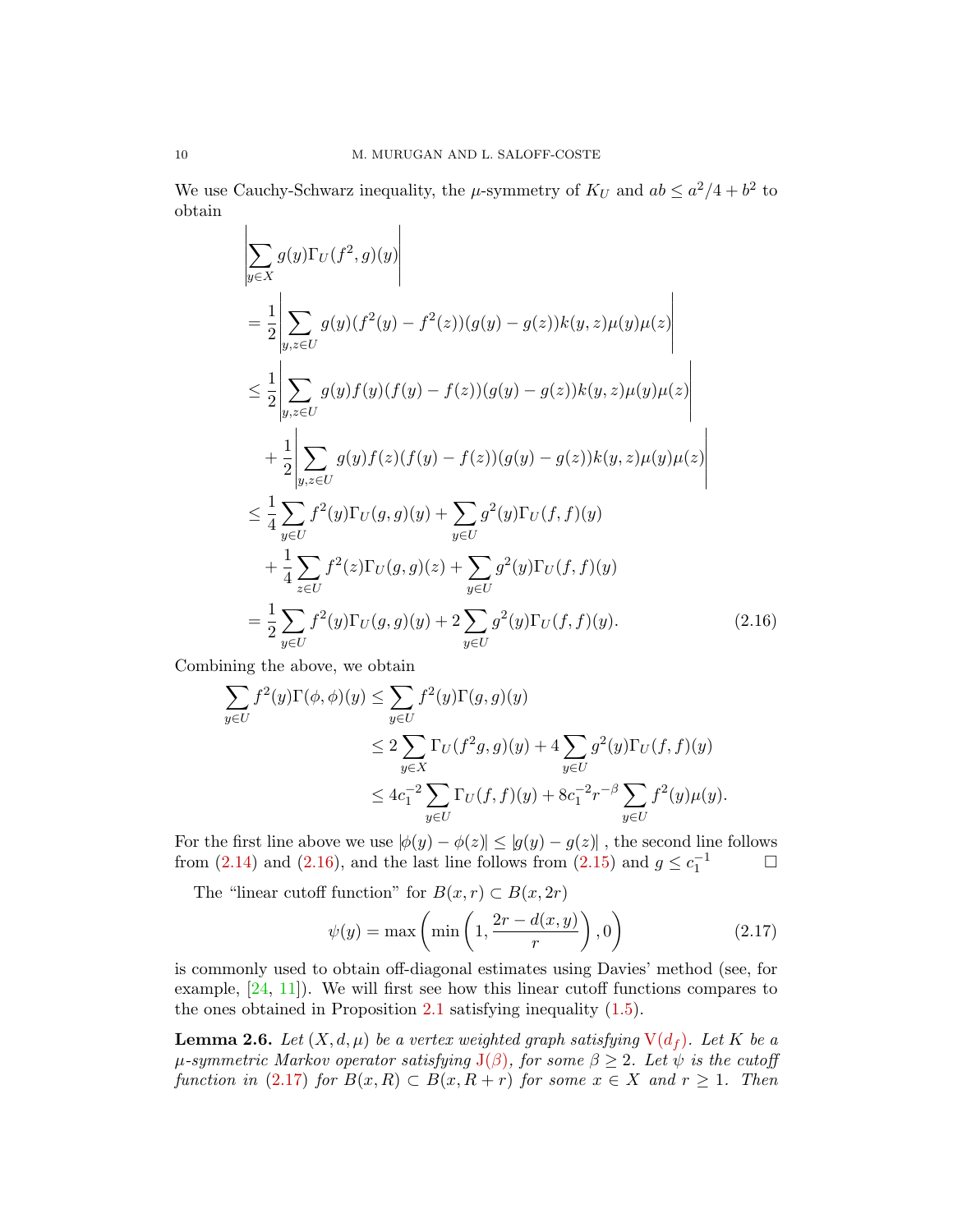We use Cauchy-Schwarz inequality, the $\mu$-symmetry of $K_U$ and $ab \le a^2/4 + b^2$ to obtain

$$
\begin{aligned}
&\left| \sum_{y\in X} g(y)\Gamma_U(f^2, g)(y) \right| \\
&= \frac{1}{2}\left| \sum_{y,z\in U} g(y)(f^2(y) - f^2(z))(g(y) - g(z))k(y,z)\mu(y)\mu(z) \right| \\
&\le \frac{1}{2}\left| \sum_{y,z\in U} g(y)f(y)(f(y) - f(z))(g(y) - g(z))k(y,z)\mu(y)\mu(z) \right| \\
&\quad + \frac{1}{2}\left| \sum_{y,z\in U} g(y)f(z)(f(y) - f(z))(g(y) - g(z))k(y,z)\mu(y)\mu(z) \right| \\
&\le \frac{1}{4}\sum_{y\in U} f^2(y)\Gamma_U(g,g)(y) + \sum_{y\in U} g^2(y)\Gamma_U(f,f)(y) \\
&\quad + \frac{1}{4}\sum_{z\in U} f^2(z)\Gamma_U(g,g)(z) + \sum_{y\in U} g^2(y)\Gamma_U(f,f)(y) \\
&= \frac{1}{2}\sum_{y\in U} f^2(y)\Gamma_U(g,g)(y) + 2\sum_{y\in U} g^2(y)\Gamma_U(f,f)(y). \qquad (2.16)
\end{aligned}
$$

Combining the above, we obtain

$$
\begin{aligned}
\sum_{y\in U} f^2(y)\Gamma(\phi,\phi)(y) &\le \sum_{y\in U} f^2(y)\Gamma(g,g)(y) \\
&\le 2\sum_{y\in X} \Gamma_U(f^2 g, g)(y) + 4\sum_{y\in U} g^2(y)\Gamma_U(f,f)(y) \\
&\le 4c_1^{-2}\sum_{y\in U} \Gamma_U(f,f)(y) + 8c_1^{-2} r^{-\beta}\sum_{y\in U} f^2(y)\mu(y).
\end{aligned}
$$

For the first line above we use $|\phi(y) - \phi(z)| \le |g(y) - g(z)|$ , the second line follows from (2.14) and (2.16), and the last line follows from (2.15) and $g \le c_1^{-1}$ $\square$

The "linear cutoff function" for $B(x,r) \subset B(x,2r)$

$$
\psi(y) = \max\left( \min\left(1, \frac{2r - d(x,y)}{r}\right), 0 \right) \qquad (2.17)
$$

is commonly used to obtain off-diagonal estimates using Davies' method (see, for example, [24, 11]). We will first see how this linear cutoff functions compares to the ones obtained in Proposition 2.1 satisfying inequality (1.5).

**Lemma 2.6.** *Let $(X, d, \mu)$ be a vertex weighted graph satisfying $\mathrm{V}(d_f)$. Let $K$ be a $\mu$-symmetric Markov operator satisfying $\mathrm{J}(\beta)$, for some $\beta \ge 2$. Let $\psi$ is the cutoff function in (2.17) for $B(x,R) \subset B(x,R+r)$ for some $x \in X$ and $r \ge 1$. Then*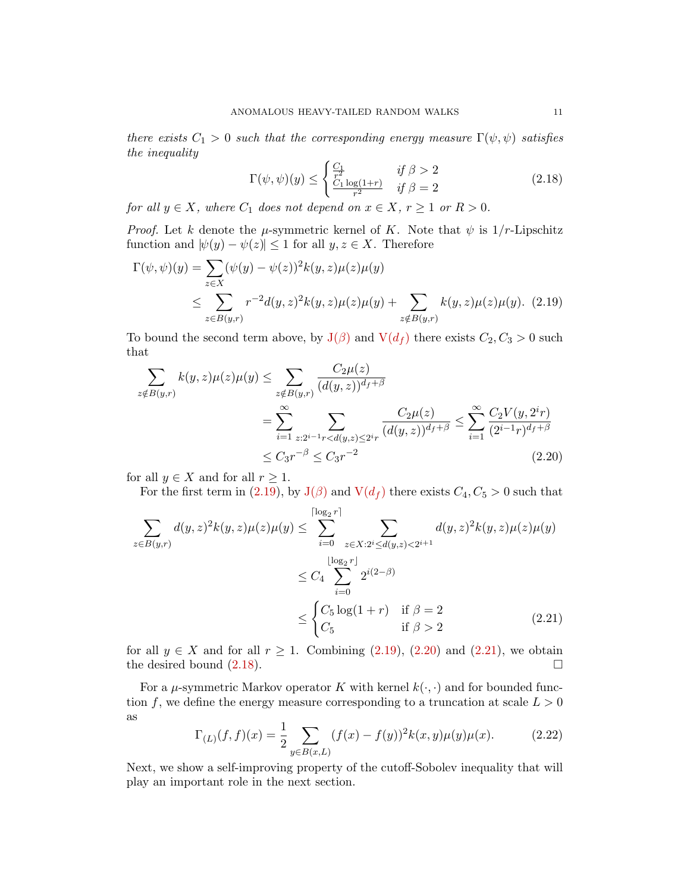*there exists $C_1 > 0$ such that the corresponding energy measure $\Gamma(\psi,\psi)$ satisfies the inequality*

$$\Gamma(\psi,\psi)(y) \le \begin{cases} \frac{C_1}{r^2} & \text{if } \beta > 2 \\ \frac{C_1 \log(1+r)}{r^2} & \text{if } \beta = 2 \end{cases} \tag{2.18}$$

*for all $y \in X$, where $C_1$ does not depend on $x \in X$, $r \ge 1$ or $R > 0$.*

*Proof.* Let $k$ denote the $\mu$-symmetric kernel of $K$. Note that $\psi$ is $1/r$-Lipschitz function and $|\psi(y) - \psi(z)| \le 1$ for all $y, z \in X$. Therefore

$$\begin{aligned} \Gamma(\psi,\psi)(y) &= \sum_{z \in X} (\psi(y) - \psi(z))^2 k(y,z)\mu(z)\mu(y) \\ &\le \sum_{z \in B(y,r)} r^{-2} d(y,z)^2 k(y,z)\mu(z)\mu(y) + \sum_{z \notin B(y,r)} k(y,z)\mu(z)\mu(y). \end{aligned} \tag{2.19}$$

To bound the second term above, by J($\beta$) and V($d_f$) there exists $C_2, C_3 > 0$ such that

$$\begin{aligned} \sum_{z \notin B(y,r)} k(y,z)\mu(z)\mu(y) &\le \sum_{z \notin B(y,r)} \frac{C_2 \mu(z)}{(d(y,z))^{d_f+\beta}} \\ &= \sum_{i=1}^{\infty} \sum_{z: 2^{i-1}r < d(y,z) \le 2^i r} \frac{C_2 \mu(z)}{(d(y,z))^{d_f+\beta}} \le \sum_{i=1}^{\infty} \frac{C_2 V(y, 2^i r)}{(2^{i-1}r)^{d_f+\beta}} \\ &\le C_3 r^{-\beta} \le C_3 r^{-2} \end{aligned} \tag{2.20}$$

for all $y \in X$ and for all $r \ge 1$.

For the first term in (2.19), by J($\beta$) and V($d_f$) there exists $C_4, C_5 > 0$ such that

$$\begin{aligned} \sum_{z \in B(y,r)} d(y,z)^2 k(y,z)\mu(z)\mu(y) &\le \sum_{i=0}^{\lceil \log_2 r \rceil} \sum_{z \in X: 2^i \le d(y,z) < 2^{i+1}} d(y,z)^2 k(y,z)\mu(z)\mu(y) \\ &\le C_4 \sum_{i=0}^{\lfloor \log_2 r \rfloor} 2^{i(2-\beta)} \\ &\le \begin{cases} C_5 \log(1+r) & \text{if } \beta = 2 \\ C_5 & \text{if } \beta > 2 \end{cases} \end{aligned} \tag{2.21}$$

for all $y \in X$ and for all $r \ge 1$. Combining (2.19), (2.20) and (2.21), we obtain the desired bound (2.18). $\square$

For a $\mu$-symmetric Markov operator $K$ with kernel $k(\cdot,\cdot)$ and for bounded function $f$, we define the energy measure corresponding to a truncation at scale $L > 0$ as

$$\Gamma_{(L)}(f,f)(x) = \frac{1}{2} \sum_{y \in B(x,L)} (f(x) - f(y))^2 k(x,y)\mu(y)\mu(x). \tag{2.22}$$

Next, we show a self-improving property of the cutoff-Sobolev inequality that will play an important role in the next section.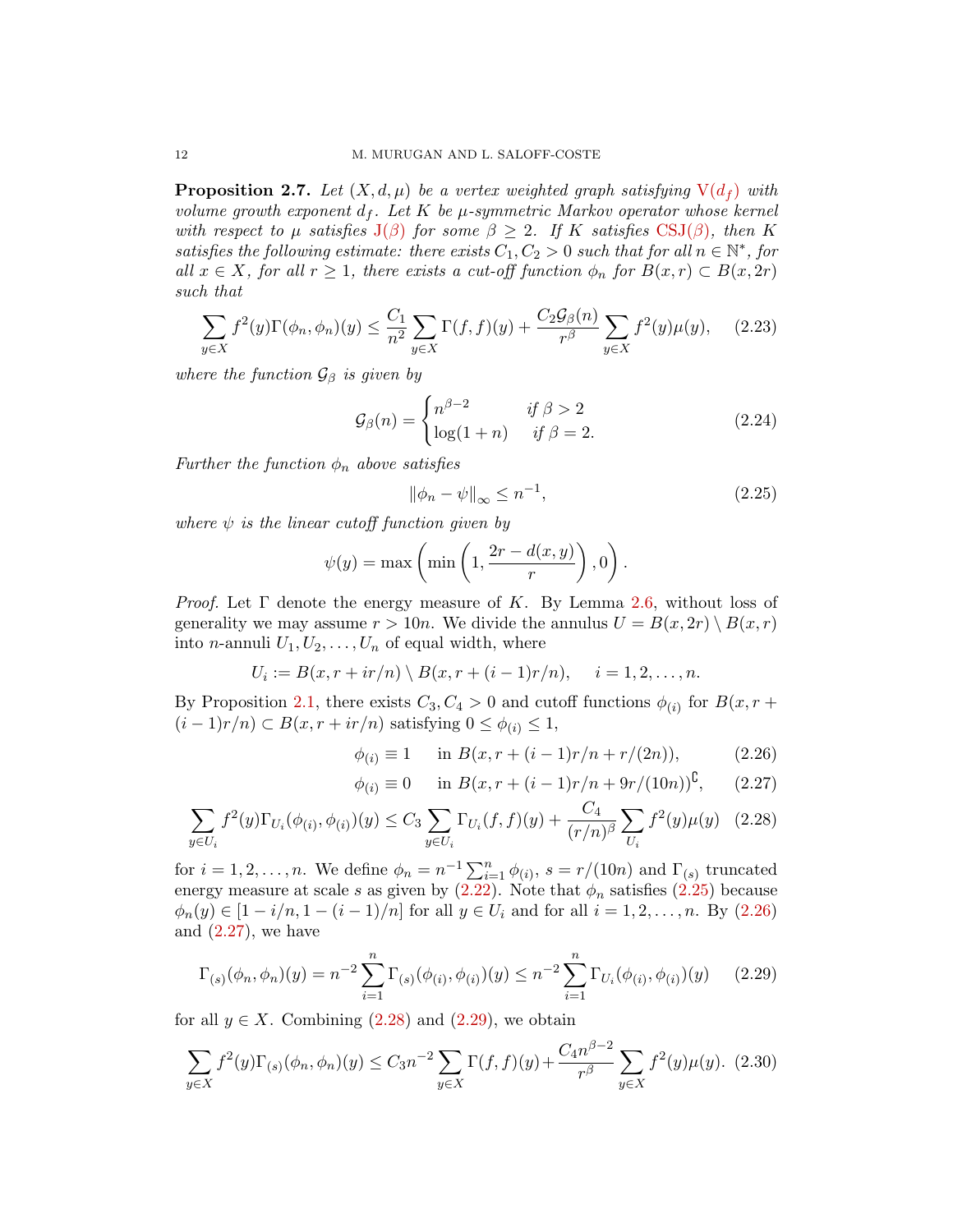**Proposition 2.7.** *Let $(X, d, \mu)$ be a vertex weighted graph satisfying $\mathrm{V}(d_f)$ with volume growth exponent $d_f$. Let $K$ be $\mu$-symmetric Markov operator whose kernel with respect to $\mu$ satisfies $\mathrm{J}(\beta)$ for some $\beta \geq 2$. If $K$ satisfies $\mathrm{CSJ}(\beta)$, then $K$ satisfies the following estimate: there exists $C_1, C_2 > 0$ such that for all $n \in \mathbb{N}^*$, for all $x \in X$, for all $r \geq 1$, there exists a cut-off function $\phi_n$ for $B(x,r) \subset B(x,2r)$ such that*

$$\sum_{y \in X} f^2(y)\Gamma(\phi_n,\phi_n)(y) \leq \frac{C_1}{n^2}\sum_{y\in X}\Gamma(f,f)(y) + \frac{C_2\mathcal{G}_\beta(n)}{r^\beta}\sum_{y\in X} f^2(y)\mu(y), \tag{2.23}$$

*where the function $\mathcal{G}_\beta$ is given by*

$$\mathcal{G}_\beta(n) = \begin{cases} n^{\beta-2} & \text{if } \beta > 2 \\ \log(1+n) & \text{if } \beta = 2. \end{cases} \tag{2.24}$$

*Further the function $\phi_n$ above satisfies*

$$\|\phi_n - \psi\|_\infty \leq n^{-1}, \tag{2.25}$$

*where $\psi$ is the linear cutoff function given by*

$$\psi(y) = \max\left(\min\left(1, \frac{2r - d(x,y)}{r}\right), 0\right).$$

*Proof.* Let $\Gamma$ denote the energy measure of $K$. By Lemma 2.6, without loss of generality we may assume $r > 10n$. We divide the annulus $U = B(x,2r)\setminus B(x,r)$ into $n$-annuli $U_1, U_2, \ldots, U_n$ of equal width, where

$$U_i := B(x, r + ir/n) \setminus B(x, r+(i-1)r/n), \quad i = 1,2,\ldots,n.$$

By Proposition 2.1, there exists $C_3, C_4 > 0$ and cutoff functions $\phi_{(i)}$ for $B(x, r + (i-1)r/n) \subset B(x, r+ir/n)$ satisfying $0 \leq \phi_{(i)} \leq 1$,

$$\phi_{(i)} \equiv 1 \quad \text{in } B(x, r+(i-1)r/n + r/(2n)), \tag{2.26}$$

$$\phi_{(i)} \equiv 0 \quad \text{in } B(x, r+(i-1)r/n + 9r/(10n))^{\complement}, \tag{2.27}$$

$$\sum_{y\in U_i} f^2(y)\Gamma_{U_i}(\phi_{(i)},\phi_{(i)})(y) \leq C_3 \sum_{y \in U_i}\Gamma_{U_i}(f,f)(y) + \frac{C_4}{(r/n)^\beta}\sum_{U_i} f^2(y)\mu(y) \tag{2.28}$$

for $i = 1,2,\ldots,n$. We define $\phi_n = n^{-1}\sum_{i=1}^n \phi_{(i)}$, $s = r/(10n)$ and $\Gamma_{(s)}$ truncated energy measure at scale $s$ as given by (2.22). Note that $\phi_n$ satisfies (2.25) because $\phi_n(y) \in [1 - i/n, 1-(i-1)/n]$ for all $y \in U_i$ and for all $i = 1,2,\ldots,n$. By (2.26) and (2.27), we have

$$\Gamma_{(s)}(\phi_n,\phi_n)(y) = n^{-2}\sum_{i=1}^n \Gamma_{(s)}(\phi_{(i)},\phi_{(i)})(y) \leq n^{-2}\sum_{i=1}^n \Gamma_{U_i}(\phi_{(i)},\phi_{(i)})(y) \tag{2.29}$$

for all $y \in X$. Combining (2.28) and (2.29), we obtain

$$\sum_{y\in X} f^2(y)\Gamma_{(s)}(\phi_n,\phi_n)(y) \leq C_3 n^{-2}\sum_{y\in X}\Gamma(f,f)(y) + \frac{C_4 n^{\beta-2}}{r^\beta}\sum_{y\in X} f^2(y)\mu(y). \tag{2.30}$$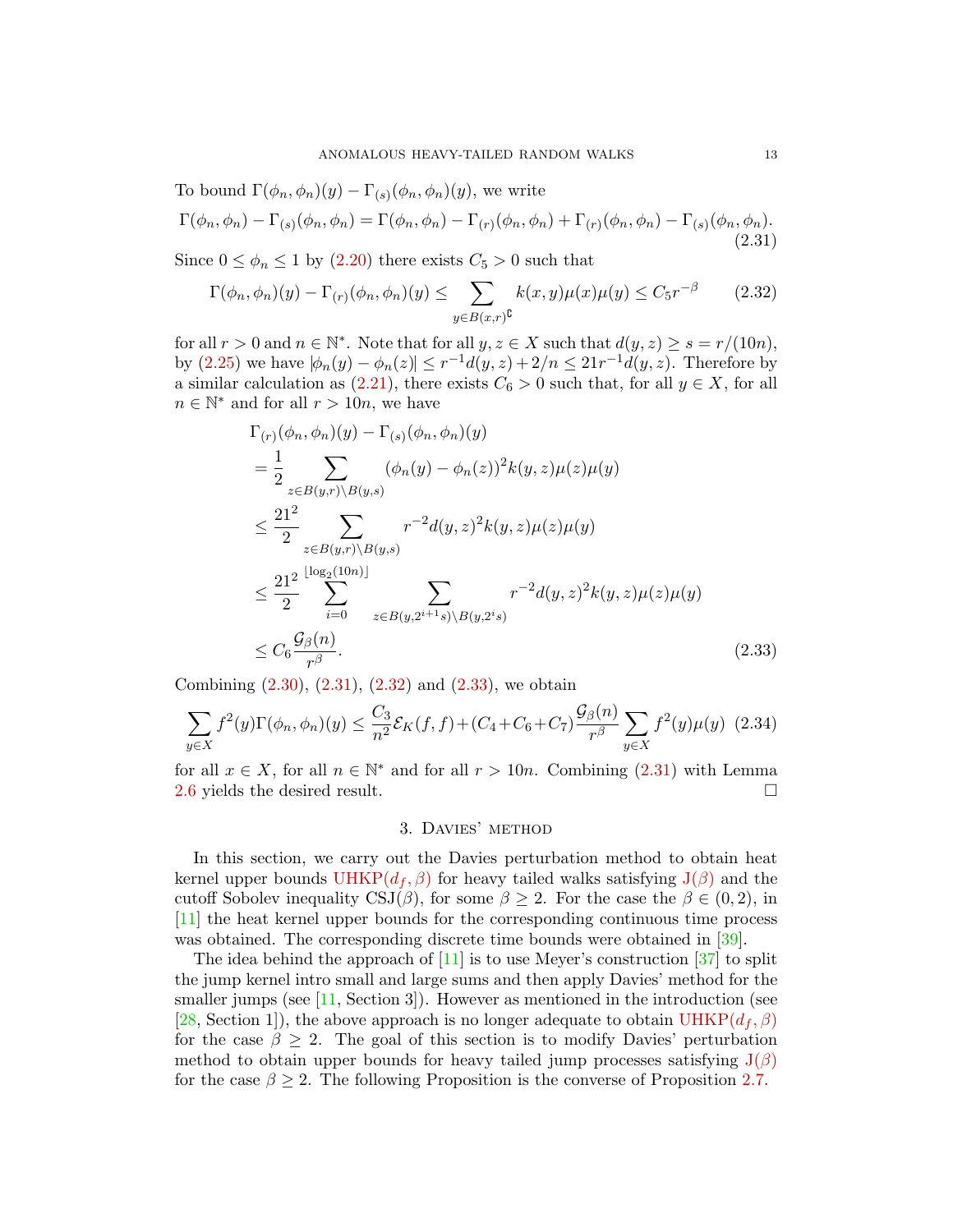To bound $\Gamma(\phi_n, \phi_n)(y) - \Gamma_{(s)}(\phi_n, \phi_n)(y)$, we write

$$\Gamma(\phi_n, \phi_n) - \Gamma_{(s)}(\phi_n, \phi_n) = \Gamma(\phi_n, \phi_n) - \Gamma_{(r)}(\phi_n, \phi_n) + \Gamma_{(r)}(\phi_n, \phi_n) - \Gamma_{(s)}(\phi_n, \phi_n). \tag{2.31}$$

Since $0 \leq \phi_n \leq 1$ by (2.20) there exists $C_5 > 0$ such that

$$\Gamma(\phi_n, \phi_n)(y) - \Gamma_{(r)}(\phi_n, \phi_n)(y) \leq \sum_{y \in B(x,r)^{\complement}} k(x,y)\mu(x)\mu(y) \leq C_5 r^{-\beta} \tag{2.32}$$

for all $r > 0$ and $n \in \mathbb{N}^*$. Note that for all $y, z \in X$ such that $d(y,z) \geq s = r/(10n)$, by (2.25) we have $|\phi_n(y) - \phi_n(z)| \leq r^{-1}d(y,z) + 2/n \leq 21 r^{-1} d(y,z)$. Therefore by a similar calculation as (2.21), there exists $C_6 > 0$ such that, for all $y \in X$, for all $n \in \mathbb{N}^*$ and for all $r > 10n$, we have

$$\begin{aligned}
&\Gamma_{(r)}(\phi_n, \phi_n)(y) - \Gamma_{(s)}(\phi_n, \phi_n)(y) \\
&= \frac{1}{2} \sum_{z \in B(y,r) \setminus B(y,s)} (\phi_n(y) - \phi_n(z))^2 k(y,z)\mu(z)\mu(y) \\
&\leq \frac{21^2}{2} \sum_{z \in B(y,r) \setminus B(y,s)} r^{-2} d(y,z)^2 k(y,z)\mu(z)\mu(y) \\
&\leq \frac{21^2}{2} \sum_{i=0}^{\lfloor \log_2(10n) \rfloor} \sum_{z \in B(y, 2^{i+1}s) \setminus B(y, 2^i s)} r^{-2} d(y,z)^2 k(y,z)\mu(z)\mu(y) \\
&\leq C_6 \frac{\mathcal{G}_\beta(n)}{r^\beta}.
\end{aligned} \tag{2.33}$$

Combining (2.30), (2.31), (2.32) and (2.33), we obtain

$$\sum_{y \in X} f^2(y) \Gamma(\phi_n, \phi_n)(y) \leq \frac{C_3}{n^2} \mathcal{E}_K(f,f) + (C_4 + C_6 + C_7) \frac{\mathcal{G}_\beta(n)}{r^\beta} \sum_{y \in X} f^2(y)\mu(y) \tag{2.34}$$

for all $x \in X$, for all $n \in \mathbb{N}^*$ and for all $r > 10n$. Combining (2.31) with Lemma 2.6 yields the desired result. $\square$

## 3. Davies' method

In this section, we carry out the Davies perturbation method to obtain heat kernel upper bounds UHKP$(d_f, \beta)$ for heavy tailed walks satisfying J$(\beta)$ and the cutoff Sobolev inequality CSJ$(\beta)$, for some $\beta \geq 2$. For the case the $\beta \in (0,2)$, in [11] the heat kernel upper bounds for the corresponding continuous time process was obtained. The corresponding discrete time bounds were obtained in [39].

The idea behind the approach of [11] is to use Meyer's construction [37] to split the jump kernel intro small and large sums and then apply Davies' method for the smaller jumps (see [11, Section 3]). However as mentioned in the introduction (see [28, Section 1]), the above approach is no longer adequate to obtain UHKP$(d_f, \beta)$ for the case $\beta \geq 2$. The goal of this section is to modify Davies' perturbation method to obtain upper bounds for heavy tailed jump processes satisfying J$(\beta)$ for the case $\beta \geq 2$. The following Proposition is the converse of Proposition 2.7.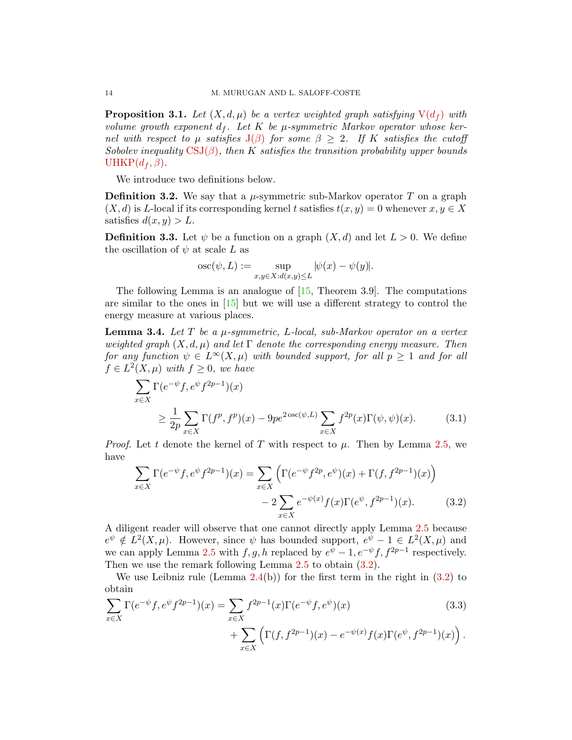**Proposition 3.1.** *Let $(X, d, \mu)$ be a vertex weighted graph satisfying* V$(d_f)$ *with volume growth exponent $d_f$. Let $K$ be $\mu$-symmetric Markov operator whose kernel with respect to $\mu$ satisfies* J$(\beta)$ *for some $\beta \geq 2$. If $K$ satisfies the cutoff Sobolev inequality* CSJ$(\beta)$*, then $K$ satisfies the transition probability upper bounds* UHKP$(d_f, \beta)$.

We introduce two definitions below.

**Definition 3.2.** We say that a $\mu$-symmetric sub-Markov operator $T$ on a graph $(X, d)$ is $L$-local if its corresponding kernel $t$ satisfies $t(x, y) = 0$ whenever $x, y \in X$ satisfies $d(x, y) > L$.

**Definition 3.3.** Let $\psi$ be a function on a graph $(X, d)$ and let $L > 0$. We define the oscillation of $\psi$ at scale $L$ as

$$\operatorname{osc}(\psi, L) := \sup_{x,y \in X: d(x,y) \leq L} |\psi(x) - \psi(y)|.$$

The following Lemma is an analogue of [15, Theorem 3.9]. The computations are similar to the ones in [15] but we will use a different strategy to control the energy measure at various places.

**Lemma 3.4.** *Let $T$ be a $\mu$-symmetric, $L$-local, sub-Markov operator on a vertex weighted graph $(X, d, \mu)$ and let $\Gamma$ denote the corresponding energy measure. Then for any function $\psi \in L^\infty(X, \mu)$ with bounded support, for all $p \geq 1$ and for all $f \in L^2(X, \mu)$ with $f \geq 0$, we have*

$$\sum_{x \in X} \Gamma(e^{-\psi} f, e^{\psi} f^{2p-1})(x) \geq \frac{1}{2p} \sum_{x \in X} \Gamma(f^p, f^p)(x) - 9pe^{2\operatorname{osc}(\psi, L)} \sum_{x \in X} f^{2p}(x) \Gamma(\psi, \psi)(x). \tag{3.1}$$

*Proof.* Let $t$ denote the kernel of $T$ with respect to $\mu$. Then by Lemma 2.5, we have

$$\sum_{x \in X} \Gamma(e^{-\psi} f, e^{\psi} f^{2p-1})(x) = \sum_{x \in X} \left( \Gamma(e^{-\psi} f^{2p}, e^{\psi})(x) + \Gamma(f, f^{2p-1})(x) \right) - 2 \sum_{x \in X} e^{-\psi(x)} f(x) \Gamma(e^{\psi}, f^{2p-1})(x). \tag{3.2}$$

A diligent reader will observe that one cannot directly apply Lemma 2.5 because $e^{\psi} \notin L^2(X, \mu)$. However, since $\psi$ has bounded support, $e^{\psi} - 1 \in L^2(X, \mu)$ and we can apply Lemma 2.5 with $f, g, h$ replaced by $e^{\psi} - 1, e^{-\psi} f, f^{2p-1}$ respectively. Then we use the remark following Lemma 2.5 to obtain (3.2).

We use Leibniz rule (Lemma 2.4(b)) for the first term in the right in (3.2) to obtain

$$\sum_{x \in X} \Gamma(e^{-\psi} f, e^{\psi} f^{2p-1})(x) = \sum_{x \in X} f^{2p-1}(x) \Gamma(e^{-\psi} f, e^{\psi})(x) + \sum_{x \in X} \left( \Gamma(f, f^{2p-1})(x) - e^{-\psi(x)} f(x) \Gamma(e^{\psi}, f^{2p-1})(x) \right). \tag{3.3}$$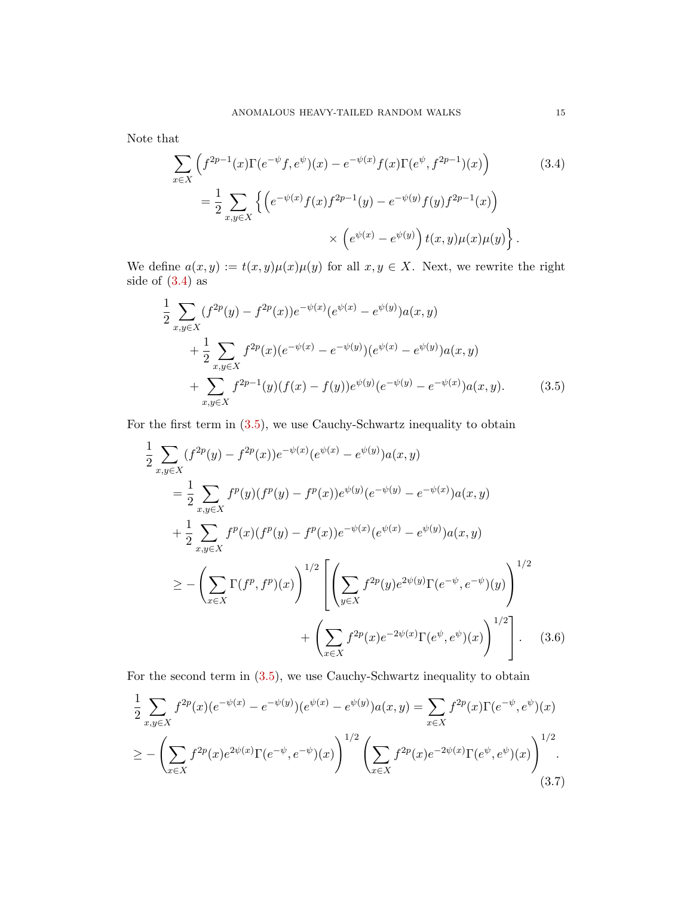Note that

$$
\begin{aligned}
\sum_{x\in X} \Big( f^{2p-1}(x)\Gamma(e^{-\psi} f, e^{\psi})(x) - e^{-\psi(x)} f(x)\Gamma(e^{\psi}, f^{2p-1})(x)\Big) \qquad\qquad (3.4)\\
= \frac{1}{2}\sum_{x,y\in X} \Big\{ \Big( e^{-\psi(x)} f(x) f^{2p-1}(y) - e^{-\psi(y)} f(y) f^{2p-1}(x)\Big) \\
\times \Big( e^{\psi(x)} - e^{\psi(y)}\Big) t(x,y)\mu(x)\mu(y)\Big\}.
\end{aligned}
$$

We define $a(x,y) := t(x,y)\mu(x)\mu(y)$ for all $x, y \in X$. Next, we rewrite the right side of (3.4) as

$$
\begin{aligned}
&\frac{1}{2}\sum_{x,y\in X} (f^{2p}(y) - f^{2p}(x)) e^{-\psi(x)}(e^{\psi(x)} - e^{\psi(y)}) a(x,y) \\
&\quad + \frac{1}{2}\sum_{x,y\in X} f^{2p}(x)(e^{-\psi(x)} - e^{-\psi(y)})(e^{\psi(x)} - e^{\psi(y)}) a(x,y) \\
&\quad + \sum_{x,y\in X} f^{2p-1}(y)(f(x) - f(y)) e^{\psi(y)}(e^{-\psi(y)} - e^{-\psi(x)}) a(x,y). \qquad (3.5)
\end{aligned}
$$

For the first term in (3.5), we use Cauchy-Schwartz inequality to obtain

$$
\begin{aligned}
&\frac{1}{2}\sum_{x,y\in X} (f^{2p}(y) - f^{2p}(x)) e^{-\psi(x)}(e^{\psi(x)} - e^{\psi(y)}) a(x,y) \\
&\quad = \frac{1}{2}\sum_{x,y\in X} f^{p}(y)(f^{p}(y) - f^{p}(x)) e^{\psi(y)}(e^{-\psi(y)} - e^{-\psi(x)}) a(x,y) \\
&\quad + \frac{1}{2}\sum_{x,y\in X} f^{p}(x)(f^{p}(y) - f^{p}(x)) e^{-\psi(x)}(e^{\psi(x)} - e^{\psi(y)}) a(x,y) \\
&\quad \geq -\left(\sum_{x\in X}\Gamma(f^p, f^p)(x)\right)^{1/2} \left[ \left(\sum_{y\in X} f^{2p}(y) e^{2\psi(y)}\Gamma(e^{-\psi}, e^{-\psi})(y)\right)^{1/2} \right. \\
&\qquad\qquad \left. + \left(\sum_{x\in X} f^{2p}(x) e^{-2\psi(x)}\Gamma(e^{\psi}, e^{\psi})(x)\right)^{1/2}\right]. \qquad (3.6)
\end{aligned}
$$

For the second term in (3.5), we use Cauchy-Schwartz inequality to obtain

$$
\begin{aligned}
&\frac{1}{2}\sum_{x,y\in X} f^{2p}(x)(e^{-\psi(x)} - e^{-\psi(y)})(e^{\psi(x)} - e^{\psi(y)}) a(x,y) = \sum_{x\in X} f^{2p}(x)\Gamma(e^{-\psi}, e^{\psi})(x) \\
&\geq -\left(\sum_{x\in X} f^{2p}(x) e^{2\psi(x)}\Gamma(e^{-\psi}, e^{-\psi})(x)\right)^{1/2} \left(\sum_{x\in X} f^{2p}(x) e^{-2\psi(x)}\Gamma(e^{\psi}, e^{\psi})(x)\right)^{1/2}. \qquad (3.7)
\end{aligned}
$$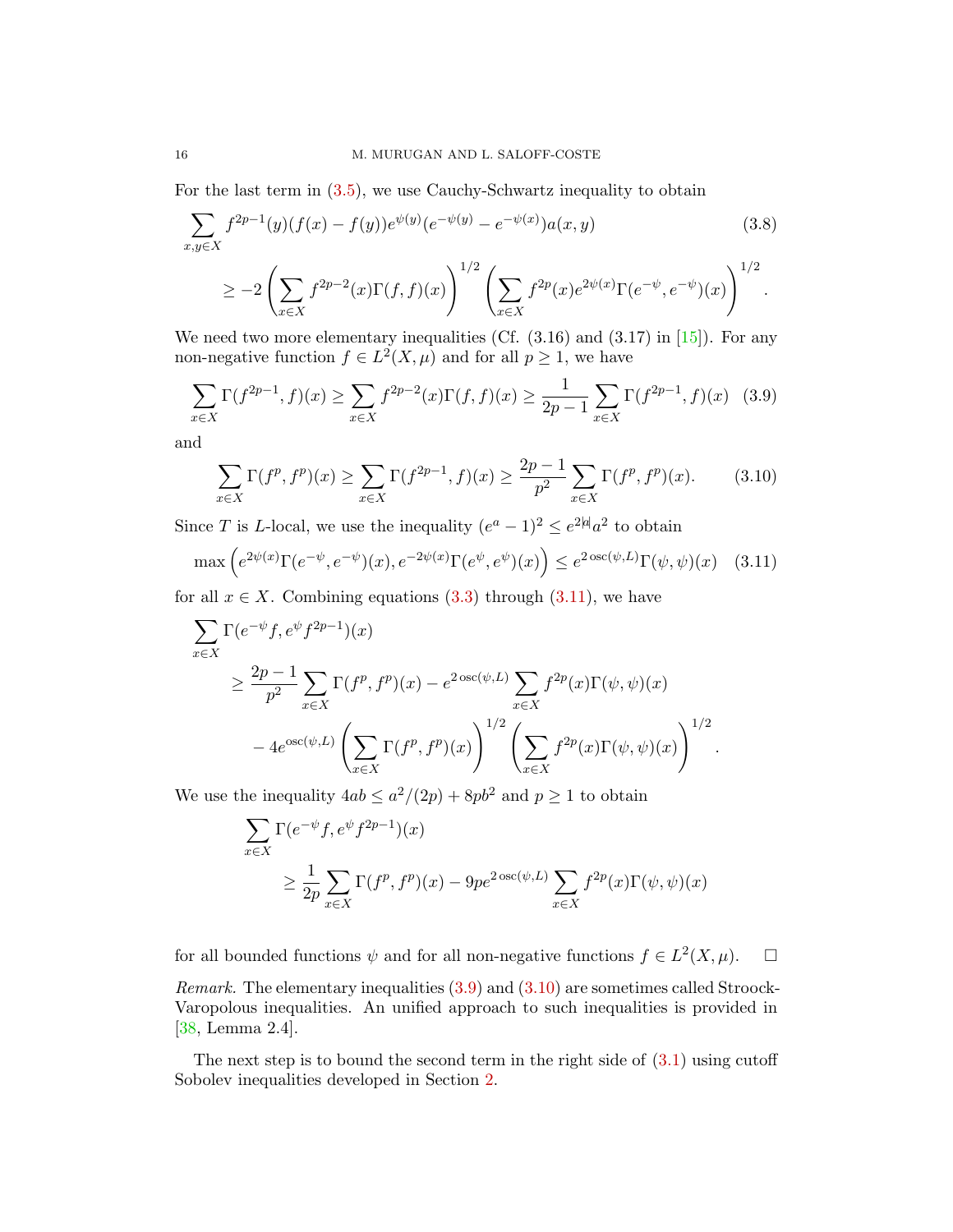For the last term in (3.5), we use Cauchy-Schwartz inequality to obtain

$$\sum_{x,y\in X} f^{2p-1}(y)(f(x)-f(y))e^{\psi(y)}(e^{-\psi(y)}-e^{-\psi(x)})a(x,y) \tag{3.8}$$
$$\geq -2\left(\sum_{x\in X} f^{2p-2}(x)\Gamma(f,f)(x)\right)^{1/2}\left(\sum_{x\in X} f^{2p}(x)e^{2\psi(x)}\Gamma(e^{-\psi},e^{-\psi})(x)\right)^{1/2}.$$

We need two more elementary inequalities (Cf. (3.16) and (3.17) in [15]). For any non-negative function $f \in L^2(X,\mu)$ and for all $p \geq 1$, we have

$$\sum_{x\in X}\Gamma(f^{2p-1},f)(x) \geq \sum_{x\in X} f^{2p-2}(x)\Gamma(f,f)(x) \geq \frac{1}{2p-1}\sum_{x\in X}\Gamma(f^{2p-1},f)(x) \tag{3.9}$$

and

$$\sum_{x\in X}\Gamma(f^p,f^p)(x) \geq \sum_{x\in X}\Gamma(f^{2p-1},f)(x) \geq \frac{2p-1}{p^2}\sum_{x\in X}\Gamma(f^p,f^p)(x). \tag{3.10}$$

Since $T$ is $L$-local, we use the inequality $(e^a-1)^2 \leq e^{2|a|}a^2$ to obtain

$$\max\left(e^{2\psi(x)}\Gamma(e^{-\psi},e^{-\psi})(x), e^{-2\psi(x)}\Gamma(e^{\psi},e^{\psi})(x)\right) \leq e^{2\operatorname{osc}(\psi,L)}\Gamma(\psi,\psi)(x) \tag{3.11}$$

for all $x \in X$. Combining equations (3.3) through (3.11), we have

$$\begin{aligned}
&\sum_{x\in X}\Gamma(e^{-\psi}f, e^{\psi}f^{2p-1})(x) \\
&\quad\geq \frac{2p-1}{p^2}\sum_{x\in X}\Gamma(f^p,f^p)(x) - e^{2\operatorname{osc}(\psi,L)}\sum_{x\in X} f^{2p}(x)\Gamma(\psi,\psi)(x) \\
&\quad\quad - 4e^{\operatorname{osc}(\psi,L)}\left(\sum_{x\in X}\Gamma(f^p,f^p)(x)\right)^{1/2}\left(\sum_{x\in X} f^{2p}(x)\Gamma(\psi,\psi)(x)\right)^{1/2}.
\end{aligned}$$

We use the inequality $4ab \leq a^2/(2p) + 8pb^2$ and $p \geq 1$ to obtain

$$\begin{aligned}
&\sum_{x\in X}\Gamma(e^{-\psi}f, e^{\psi}f^{2p-1})(x) \\
&\quad\geq \frac{1}{2p}\sum_{x\in X}\Gamma(f^p,f^p)(x) - 9pe^{2\operatorname{osc}(\psi,L)}\sum_{x\in X} f^{2p}(x)\Gamma(\psi,\psi)(x)
\end{aligned}$$

for all bounded functions $\psi$ and for all non-negative functions $f \in L^2(X,\mu)$. $\square$

*Remark.* The elementary inequalities (3.9) and (3.10) are sometimes called Stroock-Varopolous inequalities. An unified approach to such inequalities is provided in [38, Lemma 2.4].

The next step is to bound the second term in the right side of (3.1) using cutoff Sobolev inequalities developed in Section 2.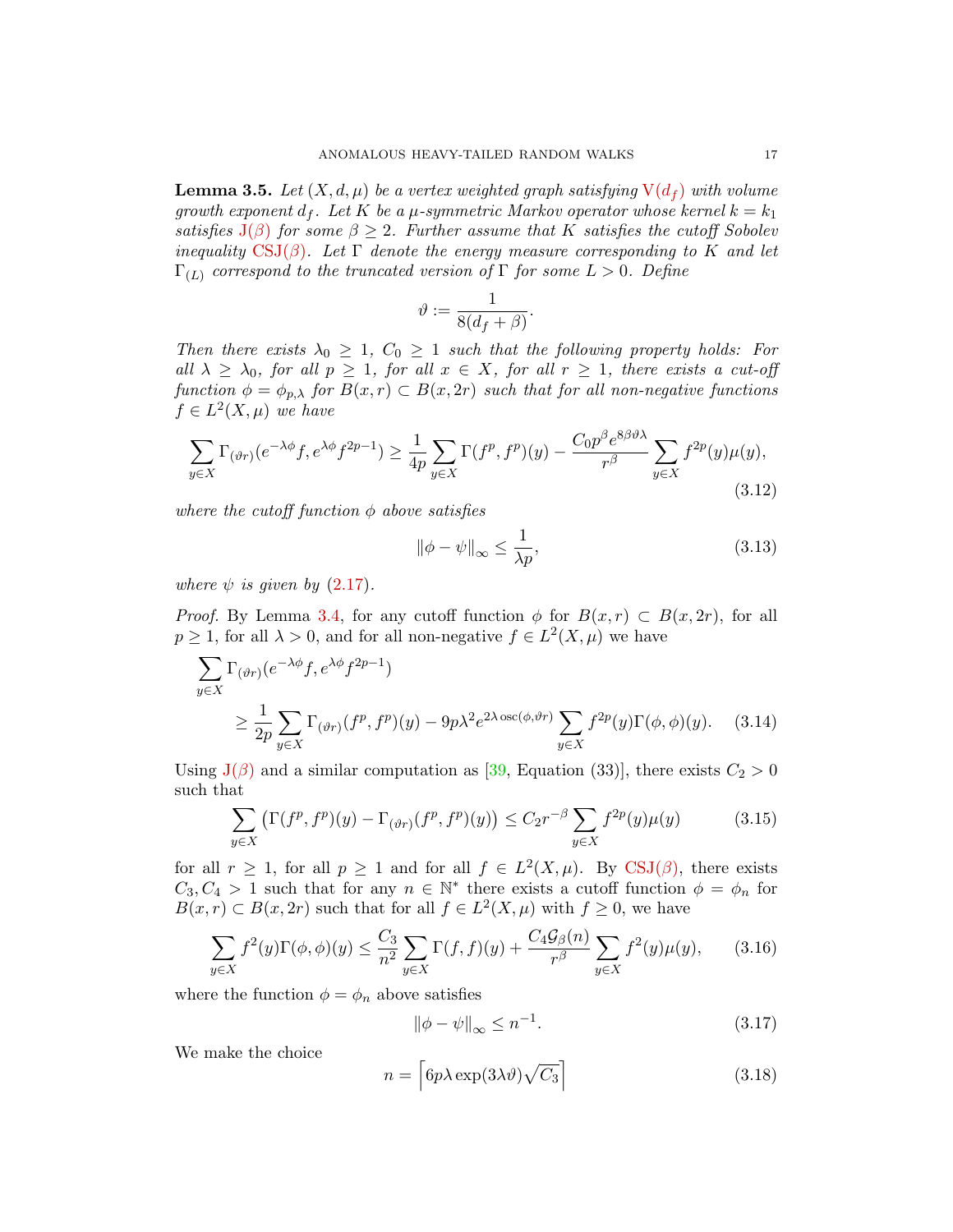**Lemma 3.5.** *Let $(X, d, \mu)$ be a vertex weighted graph satisfying* $\mathrm{V}(d_f)$ *with volume growth exponent $d_f$. Let $K$ be a $\mu$-symmetric Markov operator whose kernel $k = k_1$ satisfies* $\mathrm{J}(\beta)$ *for some $\beta \geq 2$. Further assume that $K$ satisfies the cutoff Sobolev inequality* $\mathrm{CSJ}(\beta)$*. Let $\Gamma$ denote the energy measure corresponding to $K$ and let $\Gamma_{(L)}$ correspond to the truncated version of $\Gamma$ for some $L > 0$. Define*

$$\vartheta := \frac{1}{8(d_f + \beta)}.$$

*Then there exists $\lambda_0 \geq 1$, $C_0 \geq 1$ such that the following property holds: For all $\lambda \geq \lambda_0$, for all $p \geq 1$, for all $x \in X$, for all $r \geq 1$, there exists a cut-off function $\phi = \phi_{p,\lambda}$ for $B(x, r) \subset B(x, 2r)$ such that for all non-negative functions $f \in L^2(X, \mu)$ we have*

$$\sum_{y \in X} \Gamma_{(\vartheta r)}(e^{-\lambda\phi} f, e^{\lambda\phi} f^{2p-1}) \geq \frac{1}{4p} \sum_{y \in X} \Gamma(f^p, f^p)(y) - \frac{C_0 p^\beta e^{8\beta\vartheta\lambda}}{r^\beta} \sum_{y \in X} f^{2p}(y)\mu(y), \tag{3.12}$$

*where the cutoff function $\phi$ above satisfies*

$$\|\phi - \psi\|_\infty \leq \frac{1}{\lambda p}, \tag{3.13}$$

*where $\psi$ is given by (2.17).*

*Proof.* By Lemma 3.4, for any cutoff function $\phi$ for $B(x, r) \subset B(x, 2r)$, for all $p \geq 1$, for all $\lambda > 0$, and for all non-negative $f \in L^2(X, \mu)$ we have

$$\begin{aligned}
&\sum_{y \in X} \Gamma_{(\vartheta r)}(e^{-\lambda\phi} f, e^{\lambda\phi} f^{2p-1}) \\
&\qquad \geq \frac{1}{2p} \sum_{y \in X} \Gamma_{(\vartheta r)}(f^p, f^p)(y) - 9p\lambda^2 e^{2\lambda \operatorname{osc}(\phi, \vartheta r)} \sum_{y \in X} f^{2p}(y)\Gamma(\phi, \phi)(y).
\end{aligned} \tag{3.14}$$

Using $\mathrm{J}(\beta)$ and a similar computation as [39, Equation (33)], there exists $C_2 > 0$ such that

$$\sum_{y \in X} \left(\Gamma(f^p, f^p)(y) - \Gamma_{(\vartheta r)}(f^p, f^p)(y)\right) \leq C_2 r^{-\beta} \sum_{y \in X} f^{2p}(y)\mu(y) \tag{3.15}$$

for all $r \geq 1$, for all $p \geq 1$ and for all $f \in L^2(X, \mu)$. By $\mathrm{CSJ}(\beta)$, there exists $C_3, C_4 > 1$ such that for any $n \in \mathbb{N}^*$ there exists a cutoff function $\phi = \phi_n$ for $B(x, r) \subset B(x, 2r)$ such that for all $f \in L^2(X, \mu)$ with $f \geq 0$, we have

$$\sum_{y \in X} f^2(y)\Gamma(\phi, \phi)(y) \leq \frac{C_3}{n^2} \sum_{y \in X} \Gamma(f, f)(y) + \frac{C_4 \mathcal{G}_\beta(n)}{r^\beta} \sum_{y \in X} f^2(y)\mu(y), \tag{3.16}$$

where the function $\phi = \phi_n$ above satisfies

$$\|\phi - \psi\|_\infty \leq n^{-1}. \tag{3.17}$$

We make the choice

$$n = \left\lceil 6p\lambda \exp(3\lambda\vartheta)\sqrt{C_3} \right\rceil \tag{3.18}$$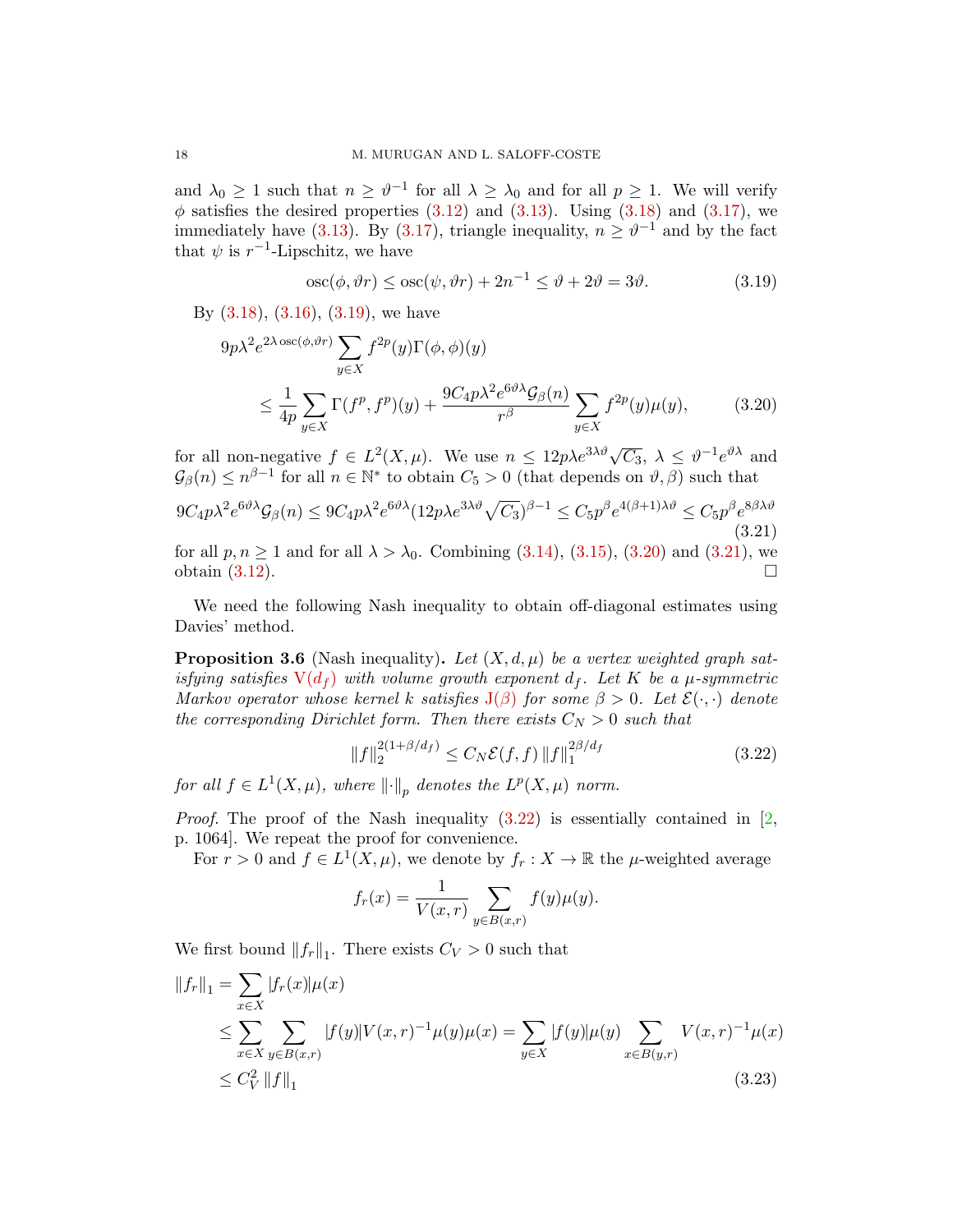and $\lambda_0 \geq 1$ such that $n \geq \vartheta^{-1}$ for all $\lambda \geq \lambda_0$ and for all $p \geq 1$. We will verify $\phi$ satisfies the desired properties (3.12) and (3.13). Using (3.18) and (3.17), we immediately have (3.13). By (3.17), triangle inequality, $n \geq \vartheta^{-1}$ and by the fact that $\psi$ is $r^{-1}$-Lipschitz, we have

$$\operatorname{osc}(\phi, \vartheta r) \leq \operatorname{osc}(\psi, \vartheta r) + 2n^{-1} \leq \vartheta + 2\vartheta = 3\vartheta. \tag{3.19}$$

By (3.18), (3.16), (3.19), we have

$$\begin{aligned} 9p\lambda^2 e^{2\lambda \operatorname{osc}(\phi,\vartheta r)} \sum_{y \in X} f^{2p}(y)\Gamma(\phi,\phi)(y) \\ \leq \frac{1}{4p}\sum_{y\in X}\Gamma(f^p,f^p)(y) + \frac{9C_4 p\lambda^2 e^{6\vartheta\lambda}\mathcal{G}_\beta(n)}{r^\beta}\sum_{y\in X} f^{2p}(y)\mu(y), \end{aligned} \tag{3.20}$$

for all non-negative $f \in L^2(X,\mu)$. We use $n \leq 12p\lambda e^{3\lambda\vartheta}\sqrt{C_3}$, $\lambda \leq \vartheta^{-1}e^{\vartheta\lambda}$ and $\mathcal{G}_\beta(n) \leq n^{\beta-1}$ for all $n \in \mathbb{N}^*$ to obtain $C_5 > 0$ (that depends on $\vartheta, \beta$) such that

$$9C_4 p\lambda^2 e^{6\vartheta\lambda}\mathcal{G}_\beta(n) \leq 9C_4 p\lambda^2 e^{6\vartheta\lambda}(12p\lambda e^{3\lambda\vartheta}\sqrt{C_3})^{\beta-1} \leq C_5 p^\beta e^{4(\beta+1)\lambda\vartheta} \leq C_5 p^\beta e^{8\beta\lambda\vartheta} \tag{3.21}$$

for all $p, n \geq 1$ and for all $\lambda > \lambda_0$. Combining (3.14), (3.15), (3.20) and (3.21), we obtain (3.12). □

We need the following Nash inequality to obtain off-diagonal estimates using Davies' method.

**Proposition 3.6** (Nash inequality)**.** *Let $(X,d,\mu)$ be a vertex weighted graph satisfying satisfies $\mathrm{V}(d_f)$ with volume growth exponent $d_f$. Let $K$ be a $\mu$-symmetric Markov operator whose kernel $k$ satisfies $\mathrm{J}(\beta)$ for some $\beta > 0$. Let $\mathcal{E}(\cdot,\cdot)$ denote the corresponding Dirichlet form. Then there exists $C_N > 0$ such that*

$$\|f\|_2^{2(1+\beta/d_f)} \leq C_N \mathcal{E}(f,f)\, \|f\|_1^{2\beta/d_f} \tag{3.22}$$

*for all $f \in L^1(X,\mu)$, where $\|\cdot\|_p$ denotes the $L^p(X,\mu)$ norm.*

*Proof.* The proof of the Nash inequality (3.22) is essentially contained in [2, p. 1064]. We repeat the proof for convenience.

For $r > 0$ and $f \in L^1(X,\mu)$, we denote by $f_r : X \to \mathbb{R}$ the $\mu$-weighted average

$$f_r(x) = \frac{1}{V(x,r)}\sum_{y\in B(x,r)} f(y)\mu(y).$$

We first bound $\|f_r\|_1$. There exists $C_V > 0$ such that

$$\begin{aligned} \|f_r\|_1 &= \sum_{x\in X}|f_r(x)|\mu(x) \\ &\leq \sum_{x\in X}\sum_{y\in B(x,r)}|f(y)|V(x,r)^{-1}\mu(y)\mu(x) = \sum_{y\in X}|f(y)|\mu(y)\sum_{x\in B(y,r)}V(x,r)^{-1}\mu(x) \\ &\leq C_V^2\,\|f\|_1 \end{aligned} \tag{3.23}$$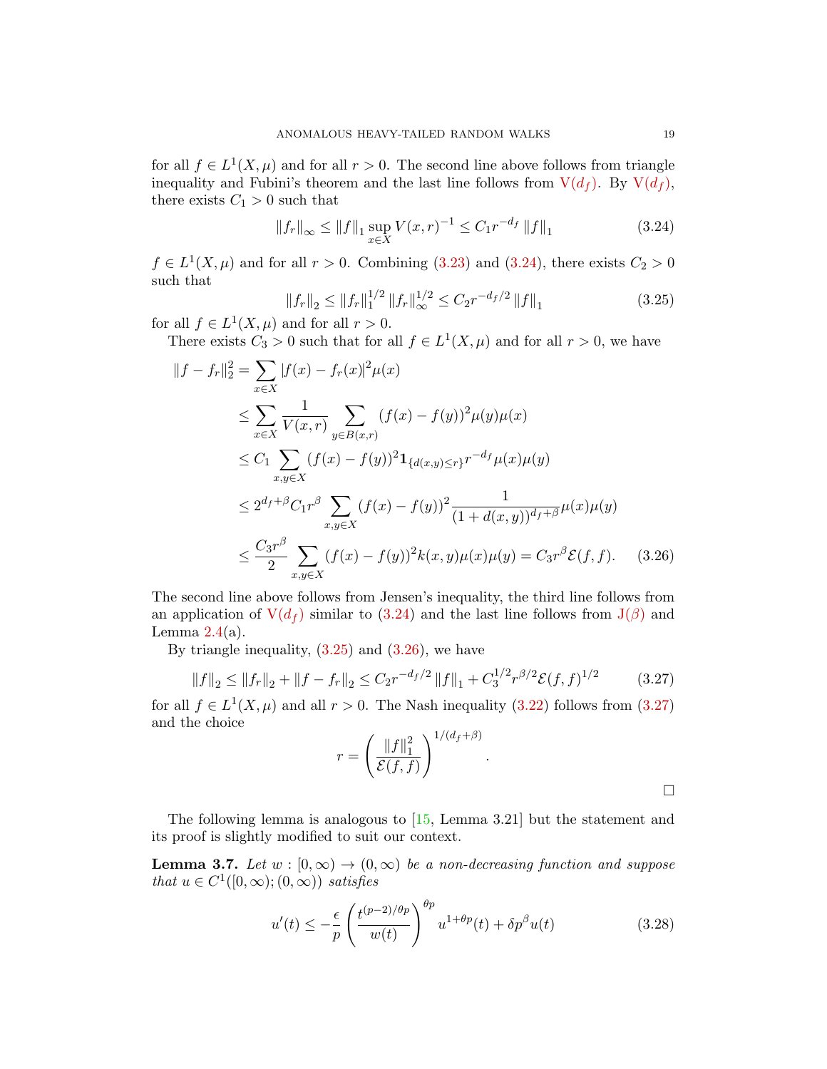for all $f \in L^1(X,\mu)$ and for all $r > 0$. The second line above follows from triangle inequality and Fubini's theorem and the last line follows from V$(d_f)$. By V$(d_f)$, there exists $C_1 > 0$ such that

$$\|f_r\|_\infty \le \|f\|_1 \sup_{x\in X} V(x,r)^{-1} \le C_1 r^{-d_f} \|f\|_1 \tag{3.24}$$

$f \in L^1(X,\mu)$ and for all $r > 0$. Combining (3.23) and (3.24), there exists $C_2 > 0$ such that

$$\|f_r\|_2 \le \|f_r\|_1^{1/2} \|f_r\|_\infty^{1/2} \le C_2 r^{-d_f/2} \|f\|_1 \tag{3.25}$$

for all $f \in L^1(X,\mu)$ and for all $r > 0$.

There exists $C_3 > 0$ such that for all $f \in L^1(X,\mu)$ and for all $r > 0$, we have

$$\begin{aligned}
\|f - f_r\|_2^2 &= \sum_{x\in X} |f(x) - f_r(x)|^2 \mu(x) \\
&\le \sum_{x\in X} \frac{1}{V(x,r)} \sum_{y\in B(x,r)} (f(x)-f(y))^2 \mu(y)\mu(x) \\
&\le C_1 \sum_{x,y\in X} (f(x)-f(y))^2 \mathbf{1}_{\{d(x,y)\le r\}} r^{-d_f} \mu(x)\mu(y) \\
&\le 2^{d_f+\beta} C_1 r^\beta \sum_{x,y\in X} (f(x)-f(y))^2 \frac{1}{(1+d(x,y))^{d_f+\beta}} \mu(x)\mu(y) \\
&\le \frac{C_3 r^\beta}{2} \sum_{x,y\in X} (f(x)-f(y))^2 k(x,y)\mu(x)\mu(y) = C_3 r^\beta \mathcal{E}(f,f).
\end{aligned} \tag{3.26}$$

The second line above follows from Jensen's inequality, the third line follows from an application of V$(d_f)$ similar to (3.24) and the last line follows from J$(\beta)$ and Lemma 2.4(a).

By triangle inequality, (3.25) and (3.26), we have

$$\|f\|_2 \le \|f_r\|_2 + \|f - f_r\|_2 \le C_2 r^{-d_f/2} \|f\|_1 + C_3^{1/2} r^{\beta/2} \mathcal{E}(f,f)^{1/2} \tag{3.27}$$

for all $f \in L^1(X,\mu)$ and all $r > 0$. The Nash inequality (3.22) follows from (3.27) and the choice

$$r = \left( \frac{\|f\|_1^2}{\mathcal{E}(f,f)} \right)^{1/(d_f+\beta)}.$$

□

The following lemma is analogous to [15, Lemma 3.21] but the statement and its proof is slightly modified to suit our context.

**Lemma 3.7.** *Let $w : [0,\infty) \to (0,\infty)$ be a non-decreasing function and suppose that $u \in C^1([0,\infty);(0,\infty))$ satisfies*

$$u'(t) \le -\frac{\epsilon}{p} \left( \frac{t^{(p-2)/\theta p}}{w(t)} \right)^{\theta p} u^{1+\theta p}(t) + \delta p^\beta u(t) \tag{3.28}$$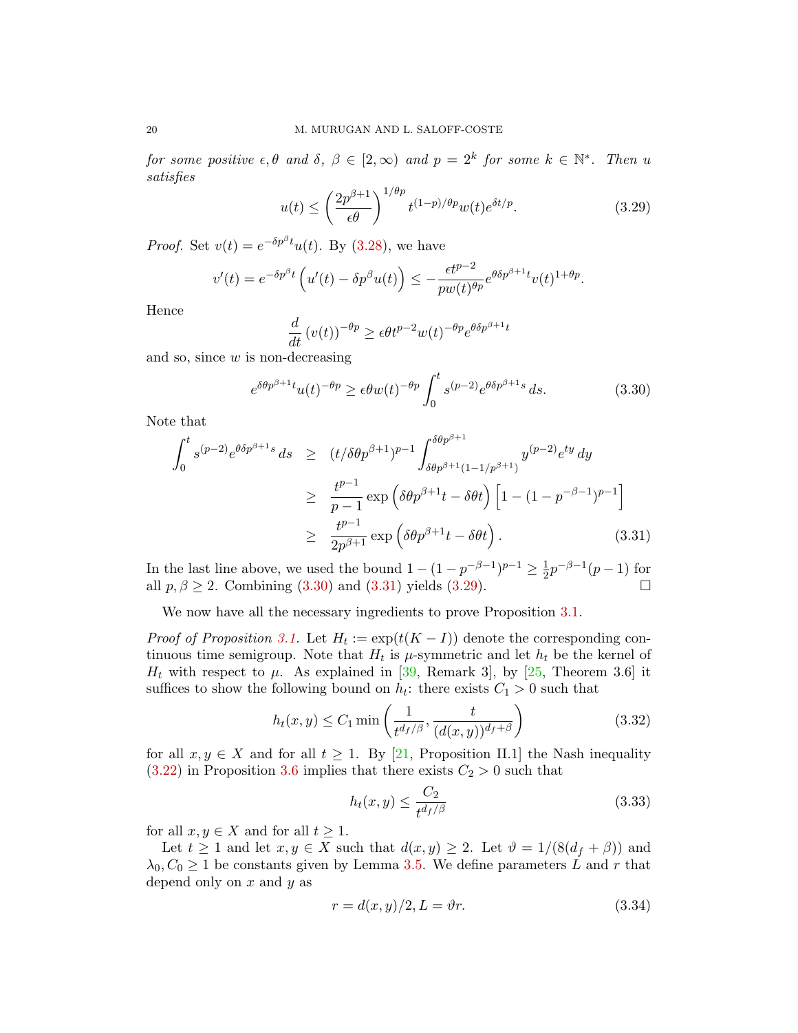*for some positive $\epsilon, \theta$ and $\delta$, $\beta \in [2,\infty)$ and $p = 2^k$ for some $k \in \mathbb{N}^*$. Then $u$ satisfies*

$$u(t) \le \left(\frac{2p^{\beta+1}}{\epsilon\theta}\right)^{1/\theta p} t^{(1-p)/\theta p} w(t) e^{\delta t/p}. \tag{3.29}$$

*Proof.* Set $v(t) = e^{-\delta p^\beta t} u(t)$. By (3.28), we have

$$v'(t) = e^{-\delta p^\beta t}\left(u'(t) - \delta p^\beta u(t)\right) \le -\frac{\epsilon t^{p-2}}{p w(t)^{\theta p}} e^{\theta \delta p^{\beta+1} t} v(t)^{1+\theta p}.$$

Hence

$$\frac{d}{dt}\left(v(t)\right)^{-\theta p} \ge \epsilon\theta t^{p-2} w(t)^{-\theta p} e^{\theta\delta p^{\beta+1} t}$$

and so, since $w$ is non-decreasing

$$e^{\delta\theta p^{\beta+1} t} u(t)^{-\theta p} \ge \epsilon\theta w(t)^{-\theta p} \int_0^t s^{(p-2)} e^{\theta\delta p^{\beta+1} s}\, ds. \tag{3.30}$$

Note that

$$\begin{aligned}
\int_0^t s^{(p-2)} e^{\theta\delta p^{\beta+1} s}\, ds &\ge (t/\delta\theta p^{\beta+1})^{p-1} \int_{\delta\theta p^{\beta+1}(1-1/p^{\beta+1})}^{\delta\theta p^{\beta+1}} y^{(p-2)} e^{ty}\, dy \\
&\ge \frac{t^{p-1}}{p-1} \exp\left(\delta\theta p^{\beta+1} t - \delta\theta t\right)\left[1 - (1-p^{-\beta-1})^{p-1}\right] \\
&\ge \frac{t^{p-1}}{2p^{\beta+1}} \exp\left(\delta\theta p^{\beta+1} t - \delta\theta t\right).
\end{aligned} \tag{3.31}$$

In the last line above, we used the bound $1-(1-p^{-\beta-1})^{p-1} \ge \frac{1}{2} p^{-\beta-1}(p-1)$ for all $p, \beta \ge 2$. Combining (3.30) and (3.31) yields (3.29). □

We now have all the necessary ingredients to prove Proposition 3.1.

*Proof of Proposition 3.1.* Let $H_t := \exp(t(K-I))$ denote the corresponding continuous time semigroup. Note that $H_t$ is $\mu$-symmetric and let $h_t$ be the kernel of $H_t$ with respect to $\mu$. As explained in [39, Remark 3], by [25, Theorem 3.6] it suffices to show the following bound on $h_t$: there exists $C_1 > 0$ such that

$$h_t(x,y) \le C_1 \min\left(\frac{1}{t^{d_f/\beta}}, \frac{t}{(d(x,y))^{d_f+\beta}}\right) \tag{3.32}$$

for all $x, y \in X$ and for all $t \ge 1$. By [21, Proposition II.1] the Nash inequality (3.22) in Proposition 3.6 implies that there exists $C_2 > 0$ such that

$$h_t(x,y) \le \frac{C_2}{t^{d_f/\beta}} \tag{3.33}$$

for all $x, y \in X$ and for all $t \ge 1$.

Let $t \ge 1$ and let $x, y \in X$ such that $d(x,y) \ge 2$. Let $\vartheta = 1/(8(d_f+\beta))$ and $\lambda_0, C_0 \ge 1$ be constants given by Lemma 3.5. We define parameters $L$ and $r$ that depend only on $x$ and $y$ as

$$r = d(x,y)/2, L = \vartheta r. \tag{3.34}$$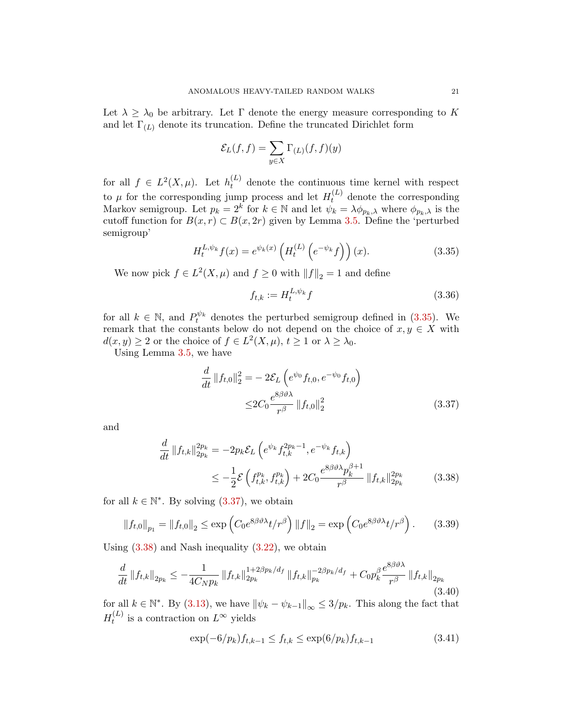Let $\lambda \geq \lambda_0$ be arbitrary. Let $\Gamma$ denote the energy measure corresponding to $K$ and let $\Gamma_{(L)}$ denote its truncation. Define the truncated Dirichlet form

$$\mathcal{E}_L(f,f) = \sum_{y \in X} \Gamma_{(L)}(f,f)(y)$$

for all $f \in L^2(X,\mu)$. Let $h_t^{(L)}$ denote the continuous time kernel with respect to $\mu$ for the corresponding jump process and let $H_t^{(L)}$ denote the corresponding Markov semigroup. Let $p_k = 2^k$ for $k \in \mathbb{N}$ and let $\psi_k = \lambda \phi_{p_k,\lambda}$ where $\phi_{p_k,\lambda}$ is the cutoff function for $B(x,r) \subset B(x,2r)$ given by Lemma 3.5. Define the 'perturbed semigroup'

$$H_t^{L,\psi_k} f(x) = e^{\psi_k(x)} \left( H_t^{(L)} \left( e^{-\psi_k} f \right) \right)(x). \tag{3.35}$$

We now pick $f \in L^2(X,\mu)$ and $f \geq 0$ with $\|f\|_2 = 1$ and define

$$f_{t,k} := H_t^{L,\psi_k} f \tag{3.36}$$

for all $k \in \mathbb{N}$, and $P_t^{\psi_k}$ denotes the perturbed semigroup defined in (3.35). We remark that the constants below do not depend on the choice of $x, y \in X$ with $d(x,y) \geq 2$ or the choice of $f \in L^2(X,\mu)$, $t \geq 1$ or $\lambda \geq \lambda_0$.

Using Lemma 3.5, we have

$$\begin{aligned} \frac{d}{dt} \|f_{t,0}\|_2^2 =& -2\mathcal{E}_L \left( e^{\psi_0} f_{t,0}, e^{-\psi_0} f_{t,0} \right) \\ \leq& 2C_0 \frac{e^{8\beta\vartheta\lambda}}{r^\beta} \|f_{t,0}\|_2^2 \end{aligned} \tag{3.37}$$

and

$$\begin{aligned} \frac{d}{dt} \|f_{t,k}\|_{2p_k}^{2p_k} =& -2p_k \mathcal{E}_L \left( e^{\psi_k} f_{t,k}^{2p_k - 1}, e^{-\psi_k} f_{t,k} \right) \\ \leq& -\frac{1}{2} \mathcal{E}\left( f_{t,k}^{p_k}, f_{t,k}^{p_k} \right) + 2C_0 \frac{e^{8\beta\vartheta\lambda} p_k^{\beta+1}}{r^\beta} \|f_{t,k}\|_{2p_k}^{2p_k} \end{aligned} \tag{3.38}$$

for all $k \in \mathbb{N}^*$. By solving (3.37), we obtain

$$\|f_{t,0}\|_{p_1} = \|f_{t,0}\|_2 \leq \exp\left( C_0 e^{8\beta\vartheta\lambda} t / r^\beta \right) \|f\|_2 = \exp\left( C_0 e^{8\beta\vartheta\lambda} t / r^\beta \right). \tag{3.39}$$

Using (3.38) and Nash inequality (3.22), we obtain

$$\frac{d}{dt} \|f_{t,k}\|_{2p_k} \leq -\frac{1}{4C_N p_k} \|f_{t,k}\|_{2p_k}^{1+2\beta p_k/d_f} \|f_{t,k}\|_{p_k}^{-2\beta p_k/d_f} + C_0 p_k^\beta \frac{e^{8\beta\vartheta\lambda}}{r^\beta} \|f_{t,k}\|_{2p_k} \tag{3.40}$$

for all $k \in \mathbb{N}^*$. By (3.13), we have $\|\psi_k - \psi_{k-1}\|_\infty \leq 3/p_k$. This along the fact that $H_t^{(L)}$ is a contraction on $L^\infty$ yields

$$\exp(-6/p_k) f_{t,k-1} \leq f_{t,k} \leq \exp(6/p_k) f_{t,k-1} \tag{3.41}$$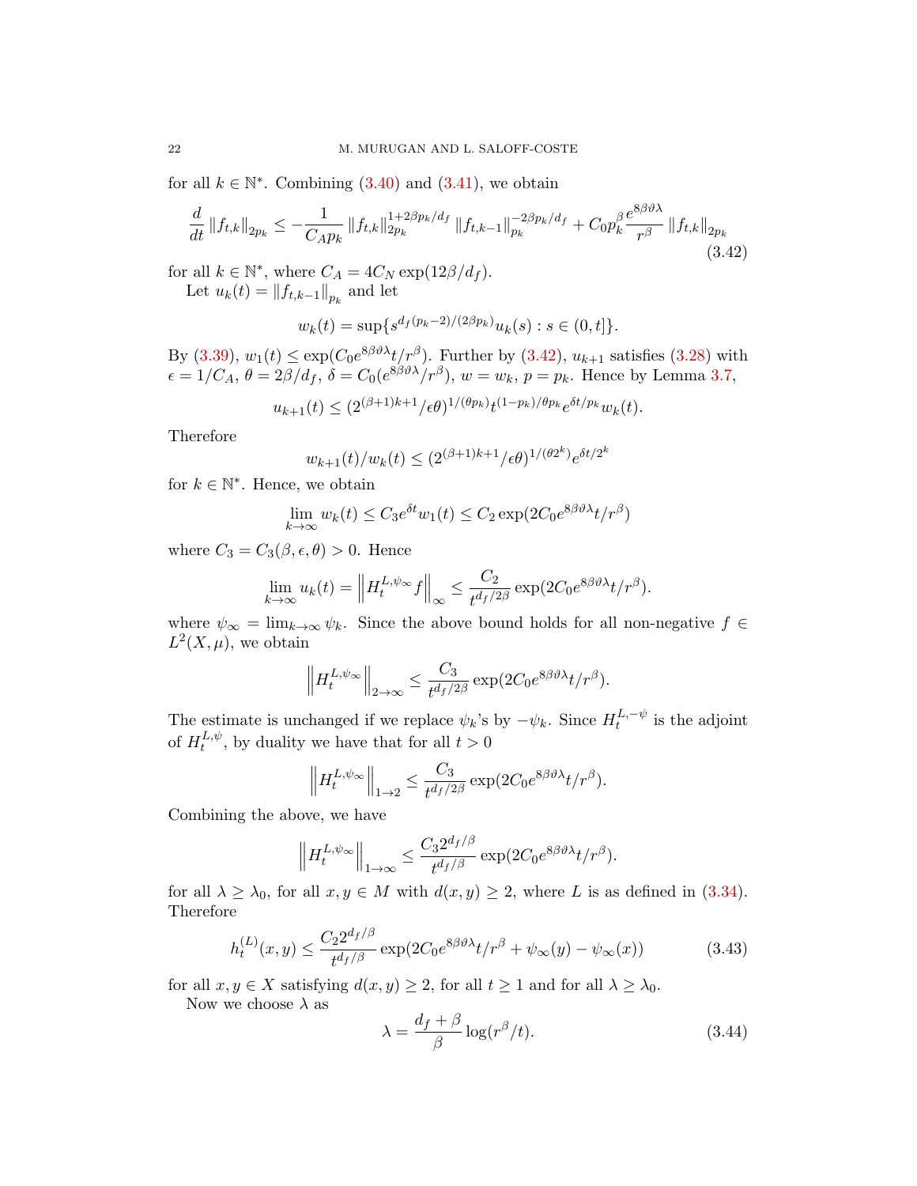for all $k \in \mathbb{N}^*$. Combining (3.40) and (3.41), we obtain

$$
\frac{d}{dt} \left\| f_{t,k} \right\|_{2p_k} \leq -\frac{1}{C_A p_k} \left\| f_{t,k} \right\|_{2p_k}^{1+2\beta p_k/d_f} \left\| f_{t,k-1} \right\|_{p_k}^{-2\beta p_k/d_f} + C_0 p_k^{\beta} \frac{e^{8\beta\vartheta\lambda}}{r^\beta} \left\| f_{t,k} \right\|_{2p_k} \tag{3.42}
$$

for all $k \in \mathbb{N}^*$, where $C_A = 4C_N \exp(12\beta/d_f)$.

Let $u_k(t) = \left\| f_{t,k-1} \right\|_{p_k}$ and let

$$
w_k(t) = \sup\{ s^{d_f(p_k-2)/(2\beta p_k)} u_k(s) : s \in (0,t] \}.
$$

By (3.39), $w_1(t) \leq \exp(C_0 e^{8\beta\vartheta\lambda} t/r^\beta)$. Further by (3.42), $u_{k+1}$ satisfies (3.28) with $\epsilon = 1/C_A$, $\theta = 2\beta/d_f$, $\delta = C_0(e^{8\beta\vartheta\lambda}/r^\beta)$, $w = w_k$, $p = p_k$. Hence by Lemma 3.7,

$$
u_{k+1}(t) \leq (2^{(\beta+1)k+1}/\epsilon\theta)^{1/(\theta p_k)} t^{(1-p_k)/\theta p_k} e^{\delta t/p_k} w_k(t).
$$

Therefore

$$
w_{k+1}(t)/w_k(t) \leq (2^{(\beta+1)k+1}/\epsilon\theta)^{1/(\theta 2^k)} e^{\delta t/2^k}
$$

for $k \in \mathbb{N}^*$. Hence, we obtain

$$
\lim_{k\to\infty} w_k(t) \leq C_3 e^{\delta t} w_1(t) \leq C_2 \exp(2C_0 e^{8\beta\vartheta\lambda} t/r^\beta)
$$

where $C_3 = C_3(\beta, \epsilon, \theta) > 0$. Hence

$$
\lim_{k\to\infty} u_k(t) = \left\| H_t^{L,\psi_\infty} f \right\|_\infty \leq \frac{C_2}{t^{d_f/2\beta}} \exp(2C_0 e^{8\beta\vartheta\lambda} t/r^\beta).
$$

where $\psi_\infty = \lim_{k\to\infty} \psi_k$. Since the above bound holds for all non-negative $f \in L^2(X,\mu)$, we obtain

$$
\left\| H_t^{L,\psi_\infty} \right\|_{2\to\infty} \leq \frac{C_3}{t^{d_f/2\beta}} \exp(2C_0 e^{8\beta\vartheta\lambda} t/r^\beta).
$$

The estimate is unchanged if we replace $\psi_k$'s by $-\psi_k$. Since $H_t^{L,-\psi}$ is the adjoint of $H_t^{L,\psi}$, by duality we have that for all $t > 0$

$$
\left\| H_t^{L,\psi_\infty} \right\|_{1\to 2} \leq \frac{C_3}{t^{d_f/2\beta}} \exp(2C_0 e^{8\beta\vartheta\lambda} t/r^\beta).
$$

Combining the above, we have

$$
\left\| H_t^{L,\psi_\infty} \right\|_{1\to\infty} \leq \frac{C_3 2^{d_f/\beta}}{t^{d_f/\beta}} \exp(2C_0 e^{8\beta\vartheta\lambda} t/r^\beta).
$$

for all $\lambda \geq \lambda_0$, for all $x, y \in M$ with $d(x,y) \geq 2$, where $L$ is as defined in (3.34). Therefore

$$
h_t^{(L)}(x,y) \leq \frac{C_2 2^{d_f/\beta}}{t^{d_f/\beta}} \exp(2C_0 e^{8\beta\vartheta\lambda} t/r^\beta + \psi_\infty(y) - \psi_\infty(x)) \tag{3.43}
$$

for all $x, y \in X$ satisfying $d(x,y) \geq 2$, for all $t \geq 1$ and for all $\lambda \geq \lambda_0$.

Now we choose $\lambda$ as

$$
\lambda = \frac{d_f + \beta}{\beta} \log(r^\beta/t). \tag{3.44}
$$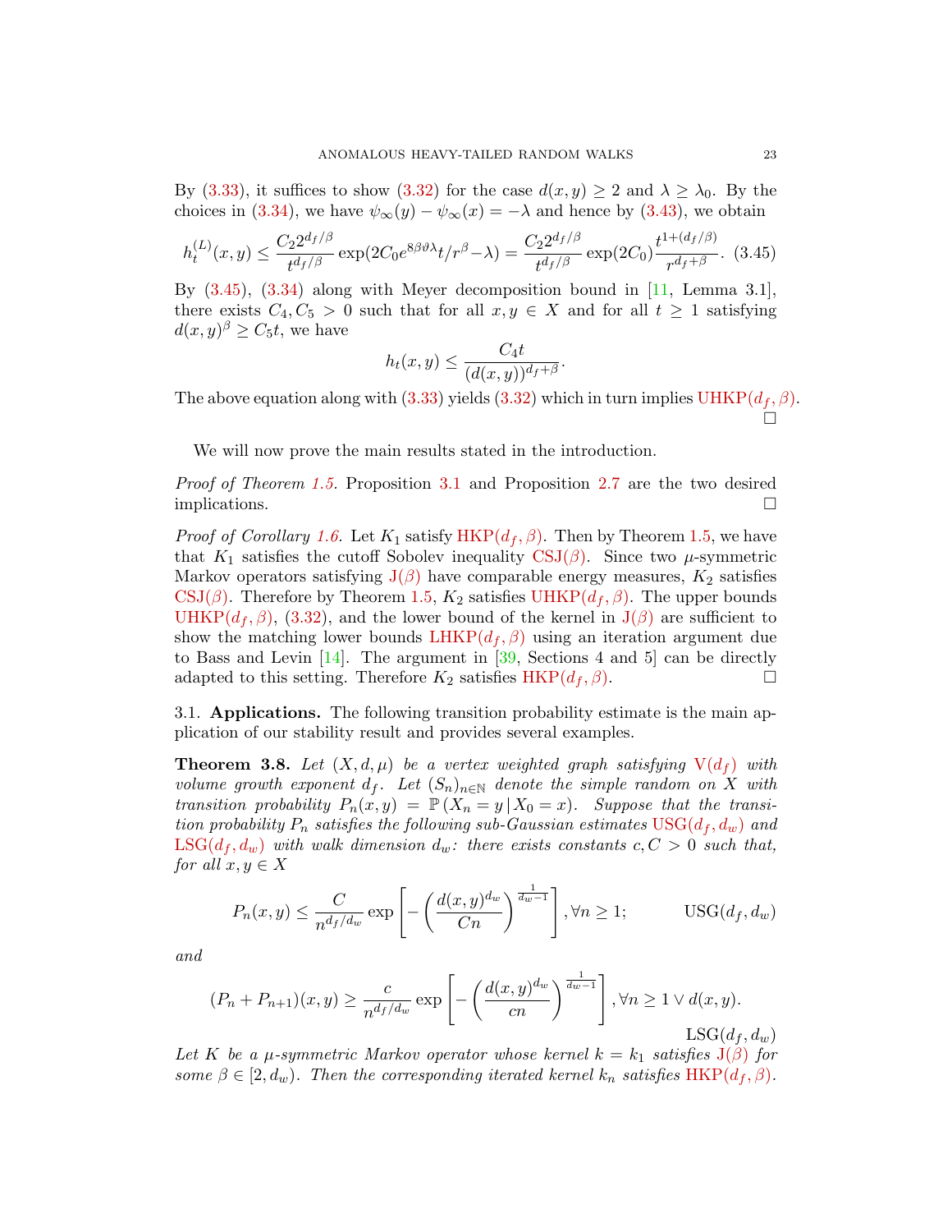By (3.33), it suffices to show (3.32) for the case $d(x,y) \geq 2$ and $\lambda \geq \lambda_0$. By the choices in (3.34), we have $\psi_\infty(y) - \psi_\infty(x) = -\lambda$ and hence by (3.43), we obtain

$$h_t^{(L)}(x,y) \leq \frac{C_2 2^{d_f/\beta}}{t^{d_f/\beta}} \exp(2C_0 e^{8\beta\vartheta\lambda} t/r^\beta - \lambda) = \frac{C_2 2^{d_f/\beta}}{t^{d_f/\beta}} \exp(2C_0) \frac{t^{1+(d_f/\beta)}}{r^{d_f+\beta}}. \quad (3.45)$$

By (3.45), (3.34) along with Meyer decomposition bound in [11, Lemma 3.1], there exists $C_4, C_5 > 0$ such that for all $x, y \in X$ and for all $t \geq 1$ satisfying $d(x,y)^\beta \geq C_5 t$, we have

$$h_t(x,y) \leq \frac{C_4 t}{(d(x,y))^{d_f+\beta}}.$$

The above equation along with (3.33) yields (3.32) which in turn implies UHKP$(d_f, \beta)$. □

We will now prove the main results stated in the introduction.

*Proof of Theorem 1.5.* Proposition 3.1 and Proposition 2.7 are the two desired implications. □

*Proof of Corollary 1.6.* Let $K_1$ satisfy HKP$(d_f, \beta)$. Then by Theorem 1.5, we have that $K_1$ satisfies the cutoff Sobolev inequality CSJ$(\beta)$. Since two $\mu$-symmetric Markov operators satisfying J$(\beta)$ have comparable energy measures, $K_2$ satisfies CSJ$(\beta)$. Therefore by Theorem 1.5, $K_2$ satisfies UHKP$(d_f, \beta)$. The upper bounds UHKP$(d_f, \beta)$, (3.32), and the lower bound of the kernel in J$(\beta)$ are sufficient to show the matching lower bounds LHKP$(d_f, \beta)$ using an iteration argument due to Bass and Levin [14]. The argument in [39, Sections 4 and 5] can be directly adapted to this setting. Therefore $K_2$ satisfies HKP$(d_f, \beta)$. □

## 3.1. Applications.

The following transition probability estimate is the main application of our stability result and provides several examples.

**Theorem 3.8.** *Let $(X, d, \mu)$ be a vertex weighted graph satisfying V$(d_f)$ with volume growth exponent $d_f$. Let $(S_n)_{n\in\mathbb{N}}$ denote the simple random on $X$ with transition probability $P_n(x,y) = \mathbb{P}(X_n = y \,|\, X_0 = x)$. Suppose that the transition probability $P_n$ satisfies the following sub-Gaussian estimates USG$(d_f, d_w)$ and LSG$(d_f, d_w)$ with walk dimension $d_w$: there exists constants $c, C > 0$ such that, for all $x, y \in X$*

$$P_n(x,y) \leq \frac{C}{n^{d_f/d_w}} \exp\left[-\left(\frac{d(x,y)^{d_w}}{Cn}\right)^{\frac{1}{d_w-1}}\right], \forall n \geq 1; \qquad \text{USG}(d_f, d_w)$$

*and*

$$(P_n + P_{n+1})(x,y) \geq \frac{c}{n^{d_f/d_w}} \exp\left[-\left(\frac{d(x,y)^{d_w}}{cn}\right)^{\frac{1}{d_w-1}}\right], \forall n \geq 1 \vee d(x,y). \qquad \text{LSG}(d_f, d_w)$$

*Let $K$ be a $\mu$-symmetric Markov operator whose kernel $k = k_1$ satisfies J$(\beta)$ for some $\beta \in [2, d_w)$. Then the corresponding iterated kernel $k_n$ satisfies HKP$(d_f, \beta)$.*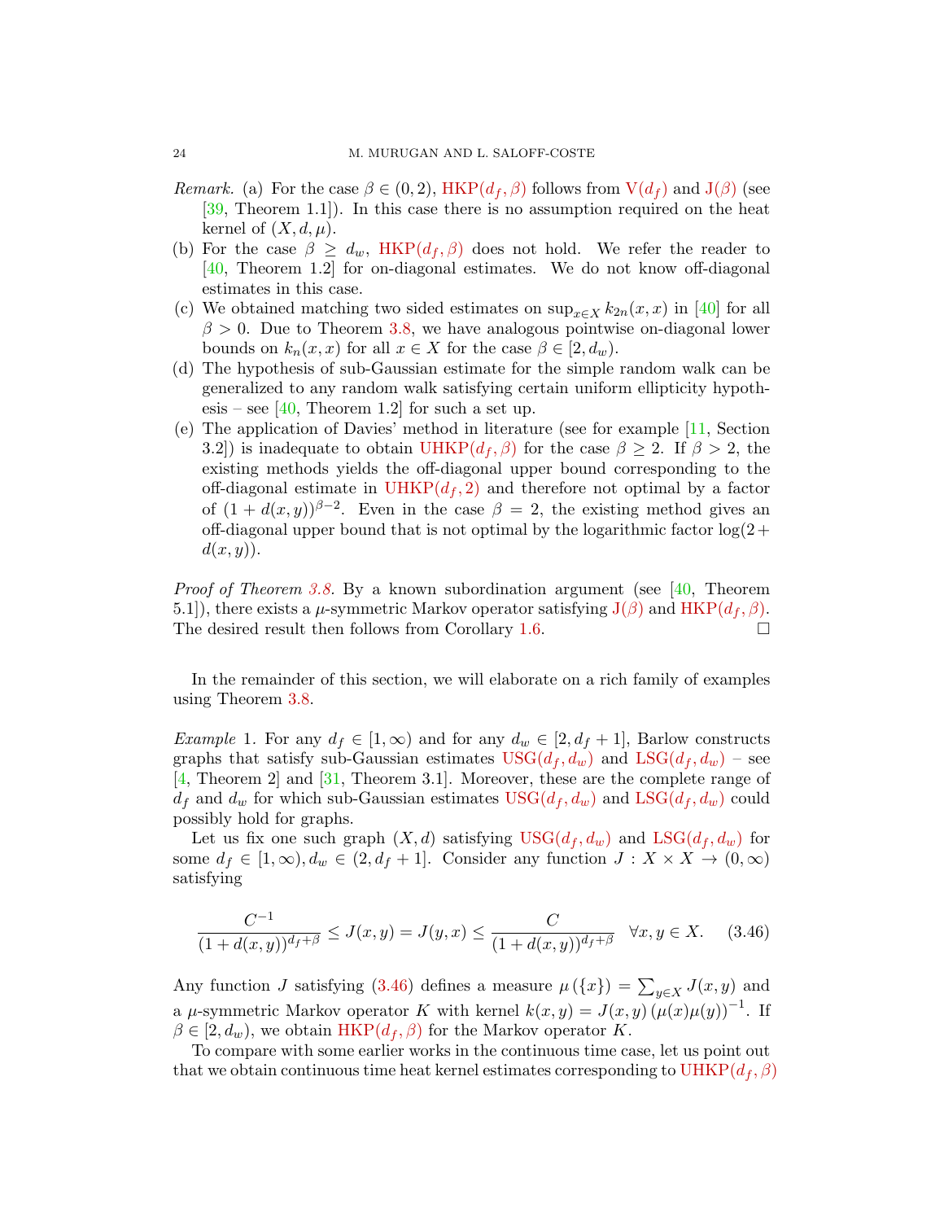*Remark.* (a) For the case $\beta \in (0, 2)$, HKP$(d_f, \beta)$ follows from V$(d_f)$ and J$(\beta)$ (see [39, Theorem 1.1]). In this case there is no assumption required on the heat kernel of $(X, d, \mu)$.

(b) For the case $\beta \geq d_w$, HKP$(d_f, \beta)$ does not hold. We refer the reader to [40, Theorem 1.2] for on-diagonal estimates. We do not know off-diagonal estimates in this case.

(c) We obtained matching two sided estimates on $\sup_{x \in X} k_{2n}(x, x)$ in [40] for all $\beta > 0$. Due to Theorem 3.8, we have analogous pointwise on-diagonal lower bounds on $k_n(x, x)$ for all $x \in X$ for the case $\beta \in [2, d_w)$.

(d) The hypothesis of sub-Gaussian estimate for the simple random walk can be generalized to any random walk satisfying certain uniform ellipticity hypothesis – see [40, Theorem 1.2] for such a set up.

(e) The application of Davies' method in literature (see for example [11, Section 3.2]) is inadequate to obtain UHKP$(d_f, \beta)$ for the case $\beta \geq 2$. If $\beta > 2$, the existing methods yields the off-diagonal upper bound corresponding to the off-diagonal estimate in UHKP$(d_f, 2)$ and therefore not optimal by a factor of $(1 + d(x, y))^{\beta - 2}$. Even in the case $\beta = 2$, the existing method gives an off-diagonal upper bound that is not optimal by the logarithmic factor $\log(2 + d(x, y))$.

*Proof of Theorem 3.8.* By a known subordination argument (see [40, Theorem 5.1]), there exists a $\mu$-symmetric Markov operator satisfying J$(\beta)$ and HKP$(d_f, \beta)$. The desired result then follows from Corollary 1.6. $\square$

In the remainder of this section, we will elaborate on a rich family of examples using Theorem 3.8.

*Example* 1. For any $d_f \in [1, \infty)$ and for any $d_w \in [2, d_f + 1]$, Barlow constructs graphs that satisfy sub-Gaussian estimates USG$(d_f, d_w)$ and LSG$(d_f, d_w)$ – see [4, Theorem 2] and [31, Theorem 3.1]. Moreover, these are the complete range of $d_f$ and $d_w$ for which sub-Gaussian estimates USG$(d_f, d_w)$ and LSG$(d_f, d_w)$ could possibly hold for graphs.

Let us fix one such graph $(X, d)$ satisfying USG$(d_f, d_w)$ and LSG$(d_f, d_w)$ for some $d_f \in [1, \infty), d_w \in (2, d_f + 1]$. Consider any function $J : X \times X \to (0, \infty)$ satisfying

$$\frac{C^{-1}}{(1 + d(x, y))^{d_f + \beta}} \leq J(x, y) = J(y, x) \leq \frac{C}{(1 + d(x, y))^{d_f + \beta}} \quad \forall x, y \in X. \tag{3.46}$$

Any function $J$ satisfying (3.46) defines a measure $\mu(\{x\}) = \sum_{y \in X} J(x, y)$ and a $\mu$-symmetric Markov operator $K$ with kernel $k(x, y) = J(x, y) (\mu(x)\mu(y))^{-1}$. If $\beta \in [2, d_w)$, we obtain HKP$(d_f, \beta)$ for the Markov operator $K$.

To compare with some earlier works in the continuous time case, let us point out that we obtain continuous time heat kernel estimates corresponding to UHKP$(d_f, \beta)$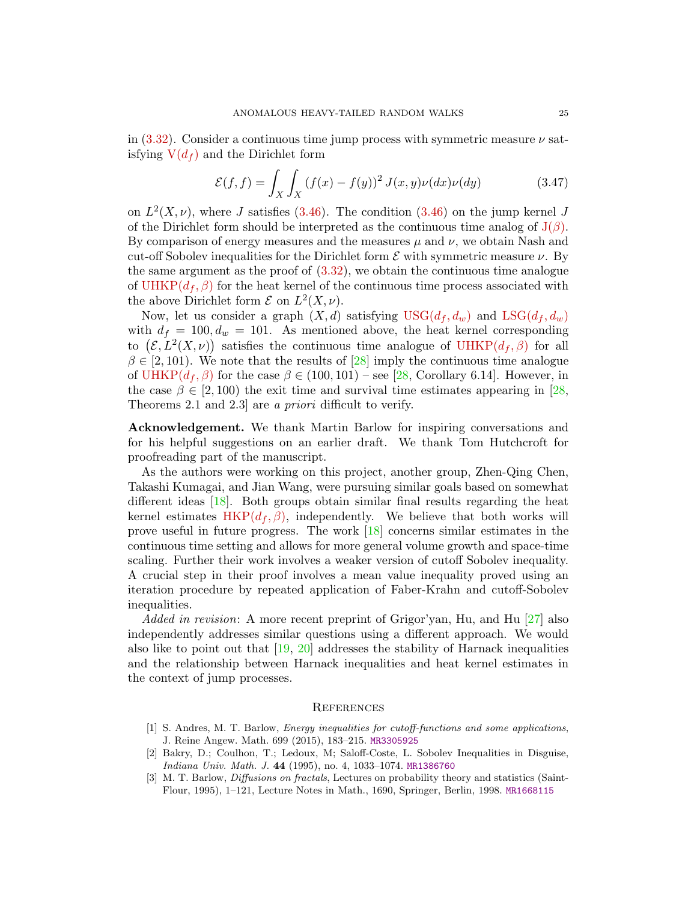in (3.32). Consider a continuous time jump process with symmetric measure $\nu$ satisfying $\mathrm{V}(d_f)$ and the Dirichlet form

$$\mathcal{E}(f,f) = \int_X \int_X (f(x) - f(y))^2 J(x,y)\nu(dx)\nu(dy) \tag{3.47}$$

on $L^2(X,\nu)$, where $J$ satisfies (3.46). The condition (3.46) on the jump kernel $J$ of the Dirichlet form should be interpreted as the continuous time analog of $\mathrm{J}(\beta)$. By comparison of energy measures and the measures $\mu$ and $\nu$, we obtain Nash and cut-off Sobolev inequalities for the Dirichlet form $\mathcal{E}$ with symmetric measure $\nu$. By the same argument as the proof of (3.32), we obtain the continuous time analogue of $\mathrm{UHKP}(d_f,\beta)$ for the heat kernel of the continuous time process associated with the above Dirichlet form $\mathcal{E}$ on $L^2(X,\nu)$.

Now, let us consider a graph $(X,d)$ satisfying $\mathrm{USG}(d_f,d_w)$ and $\mathrm{LSG}(d_f,d_w)$ with $d_f = 100, d_w = 101$. As mentioned above, the heat kernel corresponding to $\left(\mathcal{E}, L^2(X,\nu)\right)$ satisfies the continuous time analogue of $\mathrm{UHKP}(d_f,\beta)$ for all $\beta \in [2,101)$. We note that the results of [28] imply the continuous time analogue of $\mathrm{UHKP}(d_f,\beta)$ for the case $\beta \in (100,101)$ – see [28, Corollary 6.14]. However, in the case $\beta \in [2,100)$ the exit time and survival time estimates appearing in [28, Theorems 2.1 and 2.3] are *a priori* difficult to verify.

**Acknowledgement.** We thank Martin Barlow for inspiring conversations and for his helpful suggestions on an earlier draft. We thank Tom Hutchcroft for proofreading part of the manuscript.

As the authors were working on this project, another group, Zhen-Qing Chen, Takashi Kumagai, and Jian Wang, were pursuing similar goals based on somewhat different ideas [18]. Both groups obtain similar final results regarding the heat kernel estimates $\mathrm{HKP}(d_f,\beta)$, independently. We believe that both works will prove useful in future progress. The work [18] concerns similar estimates in the continuous time setting and allows for more general volume growth and space-time scaling. Further their work involves a weaker version of cutoff Sobolev inequality. A crucial step in their proof involves a mean value inequality proved using an iteration procedure by repeated application of Faber-Krahn and cutoff-Sobolev inequalities.

*Added in revision*: A more recent preprint of Grigor'yan, Hu, and Hu [27] also independently addresses similar questions using a different approach. We would also like to point out that [19, 20] addresses the stability of Harnack inequalities and the relationship between Harnack inequalities and heat kernel estimates in the context of jump processes.

## References

[1] S. Andres, M. T. Barlow, *Energy inequalities for cutoff-functions and some applications*, J. Reine Angew. Math. 699 (2015), 183–215. MR3305925

[2] Bakry, D.; Coulhon, T.; Ledoux, M; Saloff-Coste, L. Sobolev Inequalities in Disguise, *Indiana Univ. Math. J.* **44** (1995), no. 4, 1033–1074. MR1386760

[3] M. T. Barlow, *Diffusions on fractals*, Lectures on probability theory and statistics (Saint-Flour, 1995), 1–121, Lecture Notes in Math., 1690, Springer, Berlin, 1998. MR1668115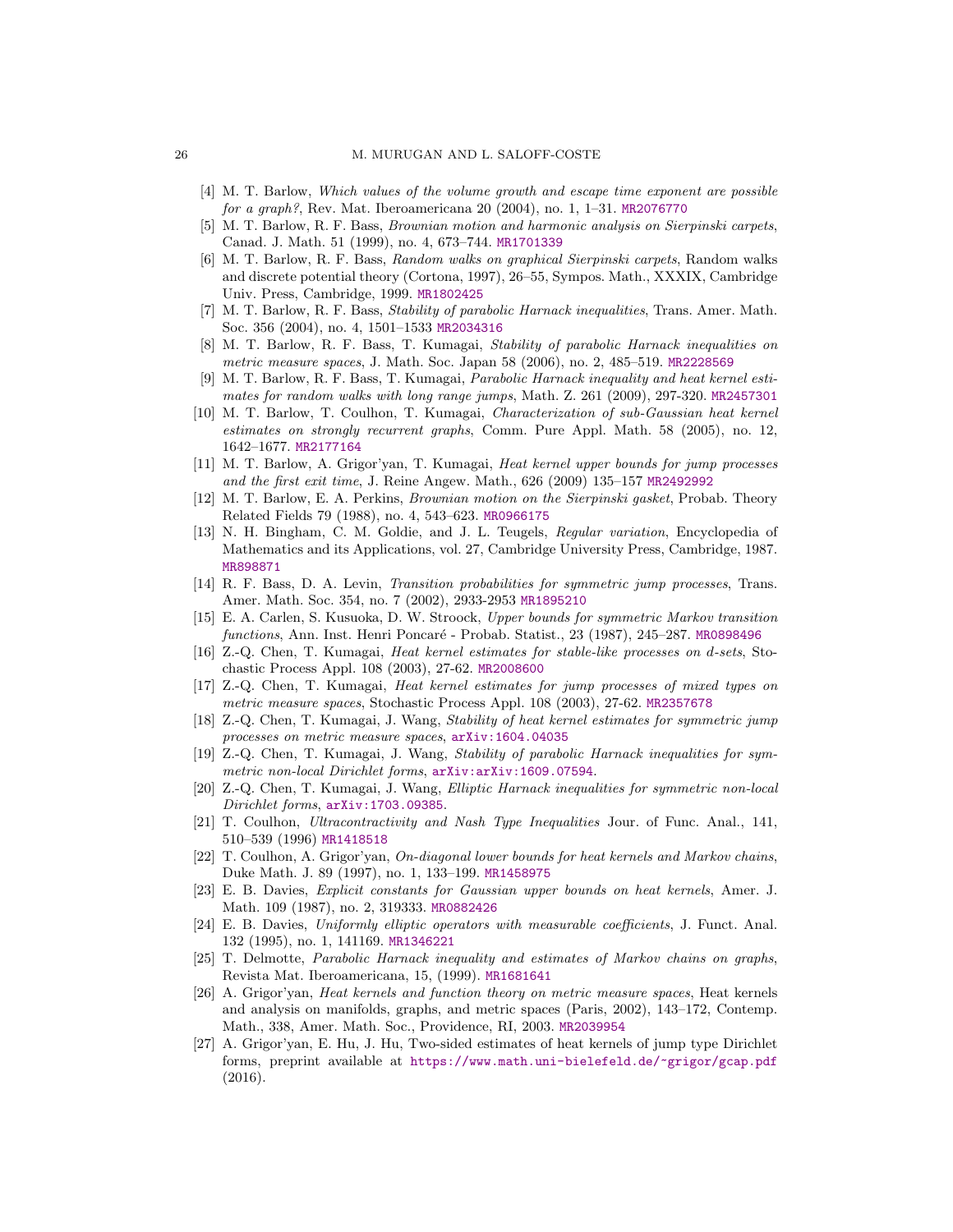- [4] M. T. Barlow, *Which values of the volume growth and escape time exponent are possible for a graph?*, Rev. Mat. Iberoamericana 20 (2004), no. 1, 1–31. MR2076770
- [5] M. T. Barlow, R. F. Bass, *Brownian motion and harmonic analysis on Sierpinski carpets*, Canad. J. Math. 51 (1999), no. 4, 673–744. MR1701339
- [6] M. T. Barlow, R. F. Bass, *Random walks on graphical Sierpinski carpets*, Random walks and discrete potential theory (Cortona, 1997), 26–55, Sympos. Math., XXXIX, Cambridge Univ. Press, Cambridge, 1999. MR1802425
- [7] M. T. Barlow, R. F. Bass, *Stability of parabolic Harnack inequalities*, Trans. Amer. Math. Soc. 356 (2004), no. 4, 1501–1533 MR2034316
- [8] M. T. Barlow, R. F. Bass, T. Kumagai, *Stability of parabolic Harnack inequalities on metric measure spaces*, J. Math. Soc. Japan 58 (2006), no. 2, 485–519. MR2228569
- [9] M. T. Barlow, R. F. Bass, T. Kumagai, *Parabolic Harnack inequality and heat kernel estimates for random walks with long range jumps*, Math. Z. 261 (2009), 297-320. MR2457301
- [10] M. T. Barlow, T. Coulhon, T. Kumagai, *Characterization of sub-Gaussian heat kernel estimates on strongly recurrent graphs*, Comm. Pure Appl. Math. 58 (2005), no. 12, 1642–1677. MR2177164
- [11] M. T. Barlow, A. Grigor'yan, T. Kumagai, *Heat kernel upper bounds for jump processes and the first exit time*, J. Reine Angew. Math., 626 (2009) 135–157 MR2492992
- [12] M. T. Barlow, E. A. Perkins, *Brownian motion on the Sierpinski gasket*, Probab. Theory Related Fields 79 (1988), no. 4, 543–623. MR0966175
- [13] N. H. Bingham, C. M. Goldie, and J. L. Teugels, *Regular variation*, Encyclopedia of Mathematics and its Applications, vol. 27, Cambridge University Press, Cambridge, 1987. MR898871
- [14] R. F. Bass, D. A. Levin, *Transition probabilities for symmetric jump processes*, Trans. Amer. Math. Soc. 354, no. 7 (2002), 2933-2953 MR1895210
- [15] E. A. Carlen, S. Kusuoka, D. W. Stroock, *Upper bounds for symmetric Markov transition functions*, Ann. Inst. Henri Poncaré - Probab. Statist., 23 (1987), 245–287. MR0898496
- [16] Z.-Q. Chen, T. Kumagai, *Heat kernel estimates for stable-like processes on d-sets*, Stochastic Process Appl. 108 (2003), 27-62. MR2008600
- [17] Z.-Q. Chen, T. Kumagai, *Heat kernel estimates for jump processes of mixed types on metric measure spaces*, Stochastic Process Appl. 108 (2003), 27-62. MR2357678
- [18] Z.-Q. Chen, T. Kumagai, J. Wang, *Stability of heat kernel estimates for symmetric jump processes on metric measure spaces*, arXiv:1604.04035
- [19] Z.-Q. Chen, T. Kumagai, J. Wang, *Stability of parabolic Harnack inequalities for symmetric non-local Dirichlet forms*, arXiv:arXiv:1609.07594.
- [20] Z.-Q. Chen, T. Kumagai, J. Wang, *Elliptic Harnack inequalities for symmetric non-local Dirichlet forms*, arXiv:1703.09385.
- [21] T. Coulhon, *Ultracontractivity and Nash Type Inequalities* Jour. of Func. Anal., 141, 510–539 (1996) MR1418518
- [22] T. Coulhon, A. Grigor'yan, *On-diagonal lower bounds for heat kernels and Markov chains*, Duke Math. J. 89 (1997), no. 1, 133–199. MR1458975
- [23] E. B. Davies, *Explicit constants for Gaussian upper bounds on heat kernels*, Amer. J. Math. 109 (1987), no. 2, 319333. MR0882426
- [24] E. B. Davies, *Uniformly elliptic operators with measurable coefficients*, J. Funct. Anal. 132 (1995), no. 1, 141169. MR1346221
- [25] T. Delmotte, *Parabolic Harnack inequality and estimates of Markov chains on graphs*, Revista Mat. Iberoamericana, 15, (1999). MR1681641
- [26] A. Grigor'yan, *Heat kernels and function theory on metric measure spaces*, Heat kernels and analysis on manifolds, graphs, and metric spaces (Paris, 2002), 143–172, Contemp. Math., 338, Amer. Math. Soc., Providence, RI, 2003. MR2039954
- [27] A. Grigor'yan, E. Hu, J. Hu, Two-sided estimates of heat kernels of jump type Dirichlet forms, preprint available at https://www.math.uni-bielefeld.de/~grigor/gcap.pdf (2016).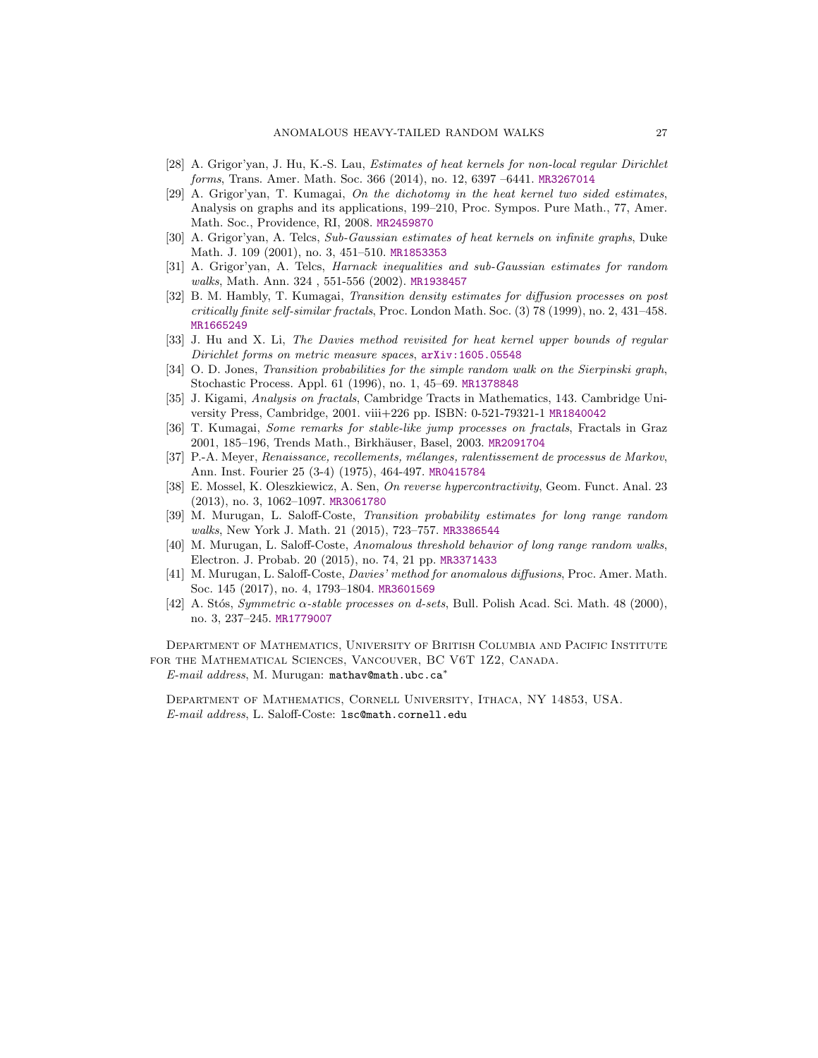[28] A. Grigor'yan, J. Hu, K.-S. Lau, *Estimates of heat kernels for non-local regular Dirichlet forms*, Trans. Amer. Math. Soc. 366 (2014), no. 12, 6397 –6441. MR3267014

[29] A. Grigor'yan, T. Kumagai, *On the dichotomy in the heat kernel two sided estimates*, Analysis on graphs and its applications, 199–210, Proc. Sympos. Pure Math., 77, Amer. Math. Soc., Providence, RI, 2008. MR2459870

[30] A. Grigor'yan, A. Telcs, *Sub-Gaussian estimates of heat kernels on infinite graphs*, Duke Math. J. 109 (2001), no. 3, 451–510. MR1853353

[31] A. Grigor'yan, A. Telcs, *Harnack inequalities and sub-Gaussian estimates for random walks*, Math. Ann. 324 , 551-556 (2002). MR1938457

[32] B. M. Hambly, T. Kumagai, *Transition density estimates for diffusion processes on post critically finite self-similar fractals*, Proc. London Math. Soc. (3) 78 (1999), no. 2, 431–458. MR1665249

[33] J. Hu and X. Li, *The Davies method revisited for heat kernel upper bounds of regular Dirichlet forms on metric measure spaces*, arXiv:1605.05548

[34] O. D. Jones, *Transition probabilities for the simple random walk on the Sierpinski graph*, Stochastic Process. Appl. 61 (1996), no. 1, 45–69. MR1378848

[35] J. Kigami, *Analysis on fractals*, Cambridge Tracts in Mathematics, 143. Cambridge University Press, Cambridge, 2001. viii+226 pp. ISBN: 0-521-79321-1 MR1840042

[36] T. Kumagai, *Some remarks for stable-like jump processes on fractals*, Fractals in Graz 2001, 185–196, Trends Math., Birkhäuser, Basel, 2003. MR2091704

[37] P.-A. Meyer, *Renaissance, recollements, mélanges, ralentissement de processus de Markov*, Ann. Inst. Fourier 25 (3-4) (1975), 464-497. MR0415784

[38] E. Mossel, K. Oleszkiewicz, A. Sen, *On reverse hypercontractivity*, Geom. Funct. Anal. 23 (2013), no. 3, 1062–1097. MR3061780

[39] M. Murugan, L. Saloff-Coste, *Transition probability estimates for long range random walks*, New York J. Math. 21 (2015), 723–757. MR3386544

[40] M. Murugan, L. Saloff-Coste, *Anomalous threshold behavior of long range random walks*, Electron. J. Probab. 20 (2015), no. 74, 21 pp. MR3371433

[41] M. Murugan, L. Saloff-Coste, *Davies' method for anomalous diffusions*, Proc. Amer. Math. Soc. 145 (2017), no. 4, 1793–1804. MR3601569

[42] A. Stós, *Symmetric $\alpha$-stable processes on d-sets*, Bull. Polish Acad. Sci. Math. 48 (2000), no. 3, 237–245. MR1779007

Department of Mathematics, University of British Columbia and Pacific Institute for the Mathematical Sciences, Vancouver, BC V6T 1Z2, Canada.
*E-mail address*, M. Murugan: mathav@math.ubc.ca*

Department of Mathematics, Cornell University, Ithaca, NY 14853, USA.
*E-mail address*, L. Saloff-Coste: lsc@math.cornell.edu